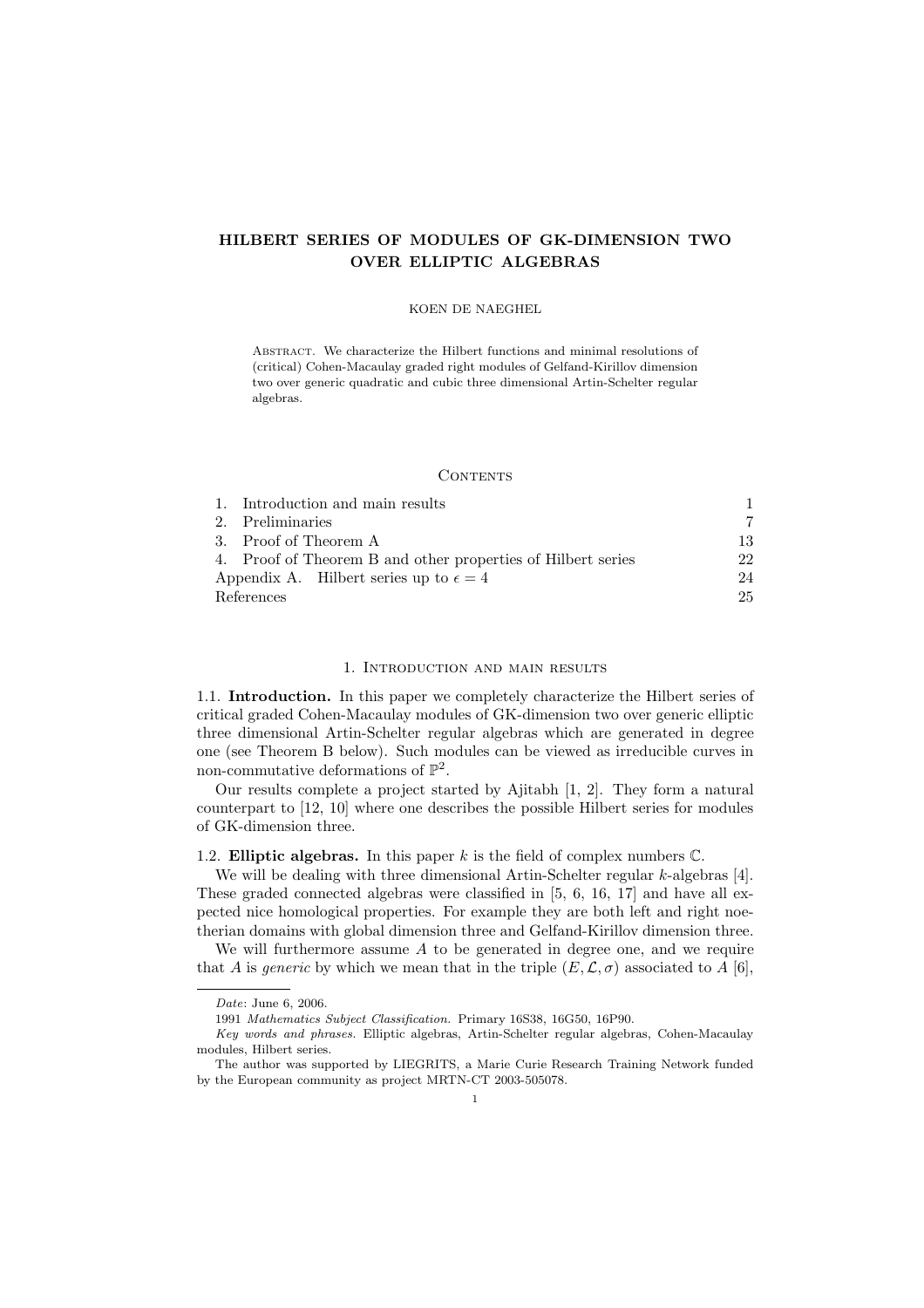# HILBERT SERIES OF MODULES OF GK-DIMENSION TWO OVER ELLIPTIC ALGEBRAS

KOEN DE NAEGHEL

Abstract. We characterize the Hilbert functions and minimal resolutions of (critical) Cohen-Macaulay graded right modules of Gelfand-Kirillov dimension two over generic quadratic and cubic three dimensional Artin-Schelter regular algebras.

## Contents

| | |
|---|---|
| 1. Introduction and main results | 1 |
| 2. Preliminaries | 7 |
| 3. Proof of Theorem A | 13 |
| 4. Proof of Theorem B and other properties of Hilbert series | 22 |
| Appendix A. Hilbert series up to $\epsilon = 4$ | 24 |
| References | 25 |

## 1. Introduction and main results

**1.1. Introduction.** In this paper we completely characterize the Hilbert series of critical graded Cohen-Macaulay modules of GK-dimension two over generic elliptic three dimensional Artin-Schelter regular algebras which are generated in degree one (see Theorem B below). Such modules can be viewed as irreducible curves in non-commutative deformations of $\mathbb{P}^2$.

Our results complete a project started by Ajitabh [1, 2]. They form a natural counterpart to [12, 10] where one describes the possible Hilbert series for modules of GK-dimension three.

**1.2. Elliptic algebras.** In this paper $k$ is the field of complex numbers $\mathbb{C}$.

We will be dealing with three dimensional Artin-Schelter regular $k$-algebras [4]. These graded connected algebras were classified in [5, 6, 16, 17] and have all expected nice homological properties. For example they are both left and right noetherian domains with global dimension three and Gelfand-Kirillov dimension three.

We will furthermore assume $A$ to be generated in degree one, and we require that $A$ is *generic* by which we mean that in the triple $(E, \mathcal{L}, \sigma)$ associated to $A$ [6],

---

*Date*: June 6, 2006.

1991 *Mathematics Subject Classification.* Primary 16S38, 16G50, 16P90.

*Key words and phrases.* Elliptic algebras, Artin-Schelter regular algebras, Cohen-Macaulay modules, Hilbert series.

The author was supported by LIEGRITS, a Marie Curie Research Training Network funded by the European community as project MRTN-CT 2003-505078.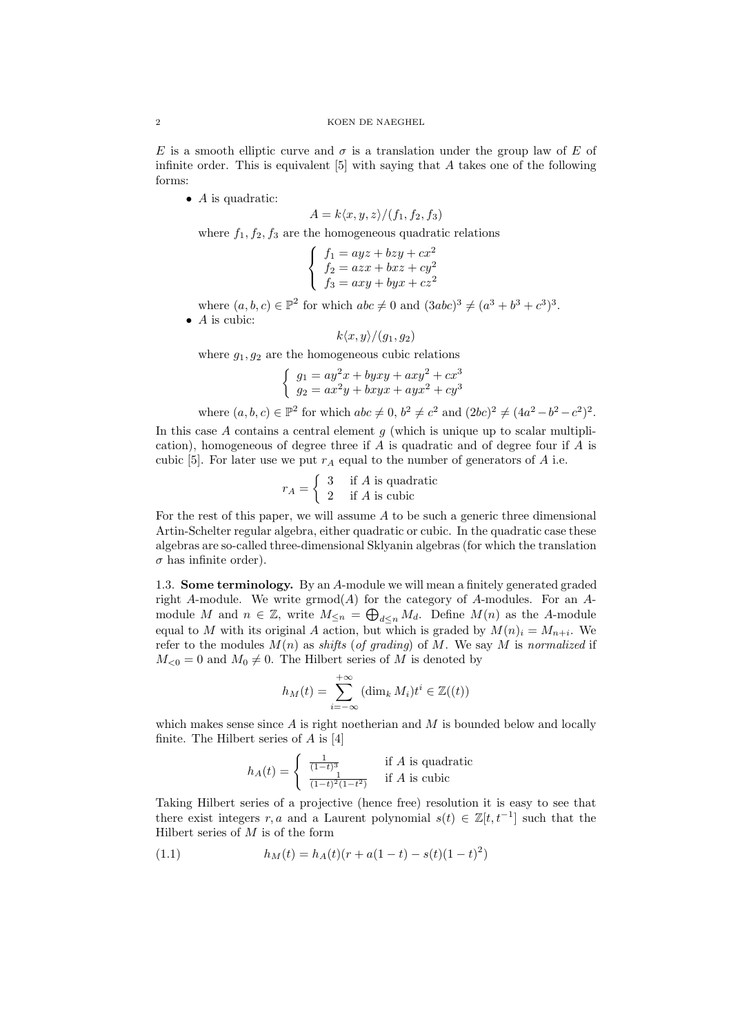$E$ is a smooth elliptic curve and $\sigma$ is a translation under the group law of $E$ of infinite order. This is equivalent [5] with saying that $A$ takes one of the following forms:

- $A$ is quadratic:
$$A = k\langle x, y, z\rangle/(f_1, f_2, f_3)$$
where $f_1, f_2, f_3$ are the homogeneous quadratic relations
$$\begin{cases} f_1 = ayz + bzy + cx^2 \\ f_2 = azx + bxz + cy^2 \\ f_3 = axy + byx + cz^2 \end{cases}$$
where $(a, b, c) \in \mathbb{P}^2$ for which $abc \neq 0$ and $(3abc)^3 \neq (a^3 + b^3 + c^3)^3$.
- $A$ is cubic:
$$k\langle x, y\rangle/(g_1, g_2)$$
where $g_1, g_2$ are the homogeneous cubic relations
$$\begin{cases} g_1 = ay^2x + byxy + axy^2 + cx^3 \\ g_2 = ax^2y + bxyx + ayx^2 + cy^3 \end{cases}$$
where $(a, b, c) \in \mathbb{P}^2$ for which $abc \neq 0$, $b^2 \neq c^2$ and $(2bc)^2 \neq (4a^2 - b^2 - c^2)^2$.

In this case $A$ contains a central element $g$ (which is unique up to scalar multiplication), homogeneous of degree three if $A$ is quadratic and of degree four if $A$ is cubic [5]. For later use we put $r_A$ equal to the number of generators of $A$ i.e.
$$r_A = \begin{cases} 3 & \text{if } A \text{ is quadratic} \\ 2 & \text{if } A \text{ is cubic} \end{cases}$$
For the rest of this paper, we will assume $A$ to be such a generic three dimensional Artin-Schelter regular algebra, either quadratic or cubic. In the quadratic case these algebras are so-called three-dimensional Sklyanin algebras (for which the translation $\sigma$ has infinite order).

1.3. **Some terminology.** By an $A$-module we will mean a finitely generated graded right $A$-module. We write $\operatorname{grmod}(A)$ for the category of $A$-modules. For an $A$-module $M$ and $n \in \mathbb{Z}$, write $M_{\leq n} = \bigoplus_{d \leq n} M_d$. Define $M(n)$ as the $A$-module equal to $M$ with its original $A$ action, but which is graded by $M(n)_i = M_{n+i}$. We refer to the modules $M(n)$ as *shifts* (*of grading*) of $M$. We say $M$ is *normalized* if $M_{<0} = 0$ and $M_0 \neq 0$. The Hilbert series of $M$ is denoted by
$$h_M(t) = \sum_{i=-\infty}^{+\infty} (\dim_k M_i) t^i \in \mathbb{Z}((t))$$
which makes sense since $A$ is right noetherian and $M$ is bounded below and locally finite. The Hilbert series of $A$ is [4]
$$h_A(t) = \begin{cases} \frac{1}{(1-t)^3} & \text{if } A \text{ is quadratic} \\ \frac{1}{(1-t)^2(1-t^2)} & \text{if } A \text{ is cubic} \end{cases}$$
Taking Hilbert series of a projective (hence free) resolution it is easy to see that there exist integers $r, a$ and a Laurent polynomial $s(t) \in \mathbb{Z}[t, t^{-1}]$ such that the Hilbert series of $M$ is of the form
$$h_M(t) = h_A(t)(r + a(1-t) - s(t)(1-t)^2) \tag{1.1}$$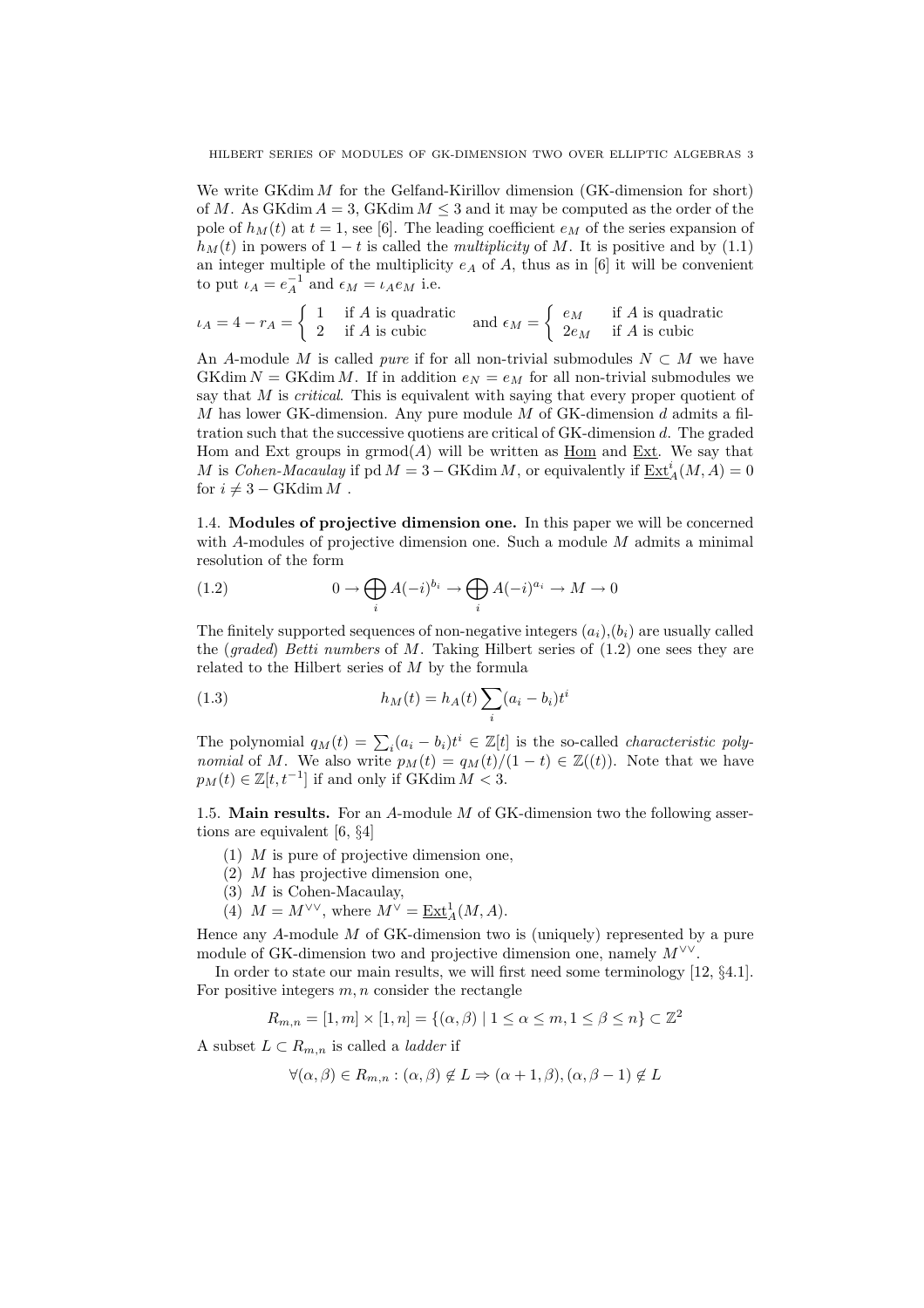We write GKdim $M$ for the Gelfand-Kirillov dimension (GK-dimension for short) of $M$. As GKdim $A = 3$, GKdim $M \leq 3$ and it may be computed as the order of the pole of $h_M(t)$ at $t = 1$, see [6]. The leading coefficient $e_M$ of the series expansion of $h_M(t)$ in powers of $1 - t$ is called the *multiplicity* of $M$. It is positive and by (1.1) an integer multiple of the multiplicity $e_A$ of $A$, thus as in [6] it will be convenient to put $\iota_A = e_A^{-1}$ and $\epsilon_M = \iota_A e_M$ i.e.

$$\iota_A = 4 - r_A = \begin{cases} 1 & \text{if } A \text{ is quadratic} \\ 2 & \text{if } A \text{ is cubic} \end{cases} \quad \text{and } \epsilon_M = \begin{cases} e_M & \text{if } A \text{ is quadratic} \\ 2e_M & \text{if } A \text{ is cubic} \end{cases}$$

An $A$-module $M$ is called *pure* if for all non-trivial submodules $N \subset M$ we have GKdim $N$ = GKdim $M$. If in addition $e_N = e_M$ for all non-trivial submodules we say that $M$ is *critical*. This is equivalent with saying that every proper quotient of $M$ has lower GK-dimension. Any pure module $M$ of GK-dimension $d$ admits a filtration such that the successive quotiens are critical of GK-dimension $d$. The graded Hom and Ext groups in grmod($A$) will be written as $\underline{\mathrm{Hom}}$ and $\underline{\mathrm{Ext}}$. We say that $M$ is *Cohen-Macaulay* if pd $M = 3 -$ GKdim $M$, or equivalently if $\underline{\mathrm{Ext}}^i_A(M, A) = 0$ for $i \neq 3 -$ GKdim $M$ .

**1.4. Modules of projective dimension one.** In this paper we will be concerned with $A$-modules of projective dimension one. Such a module $M$ admits a minimal resolution of the form

$$0 \to \bigoplus_i A(-i)^{b_i} \to \bigoplus_i A(-i)^{a_i} \to M \to 0 \tag{1.2}$$

The finitely supported sequences of non-negative integers $(a_i)$,$(b_i)$ are usually called the (*graded*) *Betti numbers* of $M$. Taking Hilbert series of (1.2) one sees they are related to the Hilbert series of $M$ by the formula

$$h_M(t) = h_A(t) \sum_i (a_i - b_i) t^i \tag{1.3}$$

The polynomial $q_M(t) = \sum_i (a_i - b_i) t^i \in \mathbb{Z}[t]$ is the so-called *characteristic polynomial* of $M$. We also write $p_M(t) = q_M(t)/(1 - t) \in \mathbb{Z}((t))$. Note that we have $p_M(t) \in \mathbb{Z}[t, t^{-1}]$ if and only if GKdim $M < 3$.

**1.5. Main results.** For an $A$-module $M$ of GK-dimension two the following assertions are equivalent [6, §4]

1. $M$ is pure of projective dimension one,
2. $M$ has projective dimension one,
3. $M$ is Cohen-Macaulay,
4. $M = M^{\vee\vee}$, where $M^\vee = \underline{\mathrm{Ext}}^1_A(M, A)$.

Hence any $A$-module $M$ of GK-dimension two is (uniquely) represented by a pure module of GK-dimension two and projective dimension one, namely $M^{\vee\vee}$.

In order to state our main results, we will first need some terminology [12, §4.1]. For positive integers $m, n$ consider the rectangle

$$R_{m,n} = [1, m] \times [1, n] = \{(\alpha, \beta) \mid 1 \leq \alpha \leq m, 1 \leq \beta \leq n\} \subset \mathbb{Z}^2$$

A subset $L \subset R_{m,n}$ is called a *ladder* if

$$\forall (\alpha, \beta) \in R_{m,n} : (\alpha, \beta) \notin L \Rightarrow (\alpha + 1, \beta), (\alpha, \beta - 1) \notin L$$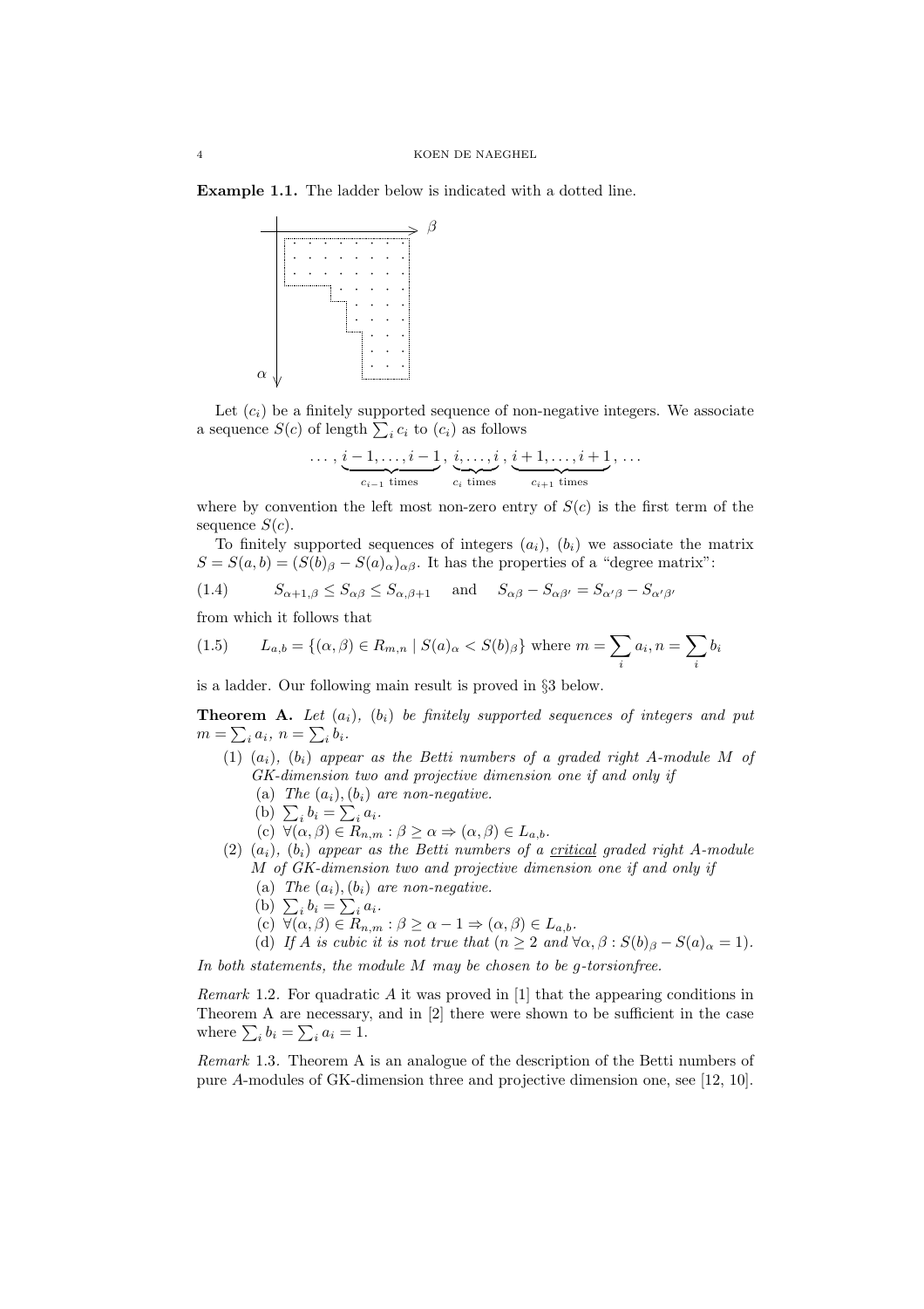**Example 1.1.** The ladder below is indicated with a dotted line.

Let $(c_i)$ be a finitely supported sequence of non-negative integers. We associate a sequence $S(c)$ of length $\sum_i c_i$ to $(c_i)$ as follows

$$\ldots, \underbrace{i-1,\ldots,i-1}_{c_{i-1}\text{ times}}, \underbrace{i,\ldots,i}_{c_i \text{ times}}, \underbrace{i+1,\ldots,i+1}_{c_{i+1}\text{ times}}, \ldots$$

where by convention the left most non-zero entry of $S(c)$ is the first term of the sequence $S(c)$.

To finitely supported sequences of integers $(a_i)$, $(b_i)$ we associate the matrix $S = S(a,b) = (S(b)_\beta - S(a)_\alpha)_{\alpha\beta}$. It has the properties of a "degree matrix":

$$S_{\alpha+1,\beta} \leq S_{\alpha\beta} \leq S_{\alpha,\beta+1} \quad \text{and} \quad S_{\alpha\beta} - S_{\alpha\beta'} = S_{\alpha'\beta} - S_{\alpha'\beta'} \tag{1.4}$$

from which it follows that

$$L_{a,b} = \{(\alpha,\beta) \in R_{m,n} \mid S(a)_\alpha < S(b)_\beta\} \text{ where } m = \sum_i a_i, n = \sum_i b_i \tag{1.5}$$

is a ladder. Our following main result is proved in §3 below.

**Theorem A.** *Let $(a_i)$, $(b_i)$ be finitely supported sequences of integers and put $m = \sum_i a_i$, $n = \sum_i b_i$.*

1. *$(a_i)$, $(b_i)$ appear as the Betti numbers of a graded right $A$-module $M$ of GK-dimension two and projective dimension one if and only if*
   - (a) *The $(a_i), (b_i)$ are non-negative.*
   - (b) *$\sum_i b_i = \sum_i a_i$.*
   - (c) *$\forall (\alpha,\beta) \in R_{n,m} : \beta \geq \alpha \Rightarrow (\alpha,\beta) \in L_{a,b}$.*
2. *$(a_i)$, $(b_i)$ appear as the Betti numbers of a <u>critical</u> graded right $A$-module $M$ of GK-dimension two and projective dimension one if and only if*
   - (a) *The $(a_i), (b_i)$ are non-negative.*
   - (b) *$\sum_i b_i = \sum_i a_i$.*
   - (c) *$\forall (\alpha,\beta) \in R_{n,m} : \beta \geq \alpha - 1 \Rightarrow (\alpha,\beta) \in L_{a,b}$.*
   - (d) *If $A$ is cubic it is not true that ($n \geq 2$ and $\forall \alpha,\beta : S(b)_\beta - S(a)_\alpha = 1$).*

*In both statements, the module $M$ may be chosen to be $g$-torsionfree.*

*Remark* 1.2. For quadratic $A$ it was proved in [1] that the appearing conditions in Theorem A are necessary, and in [2] there were shown to be sufficient in the case where $\sum_i b_i = \sum_i a_i = 1$.

*Remark* 1.3. Theorem A is an analogue of the description of the Betti numbers of pure $A$-modules of GK-dimension three and projective dimension one, see [12, 10].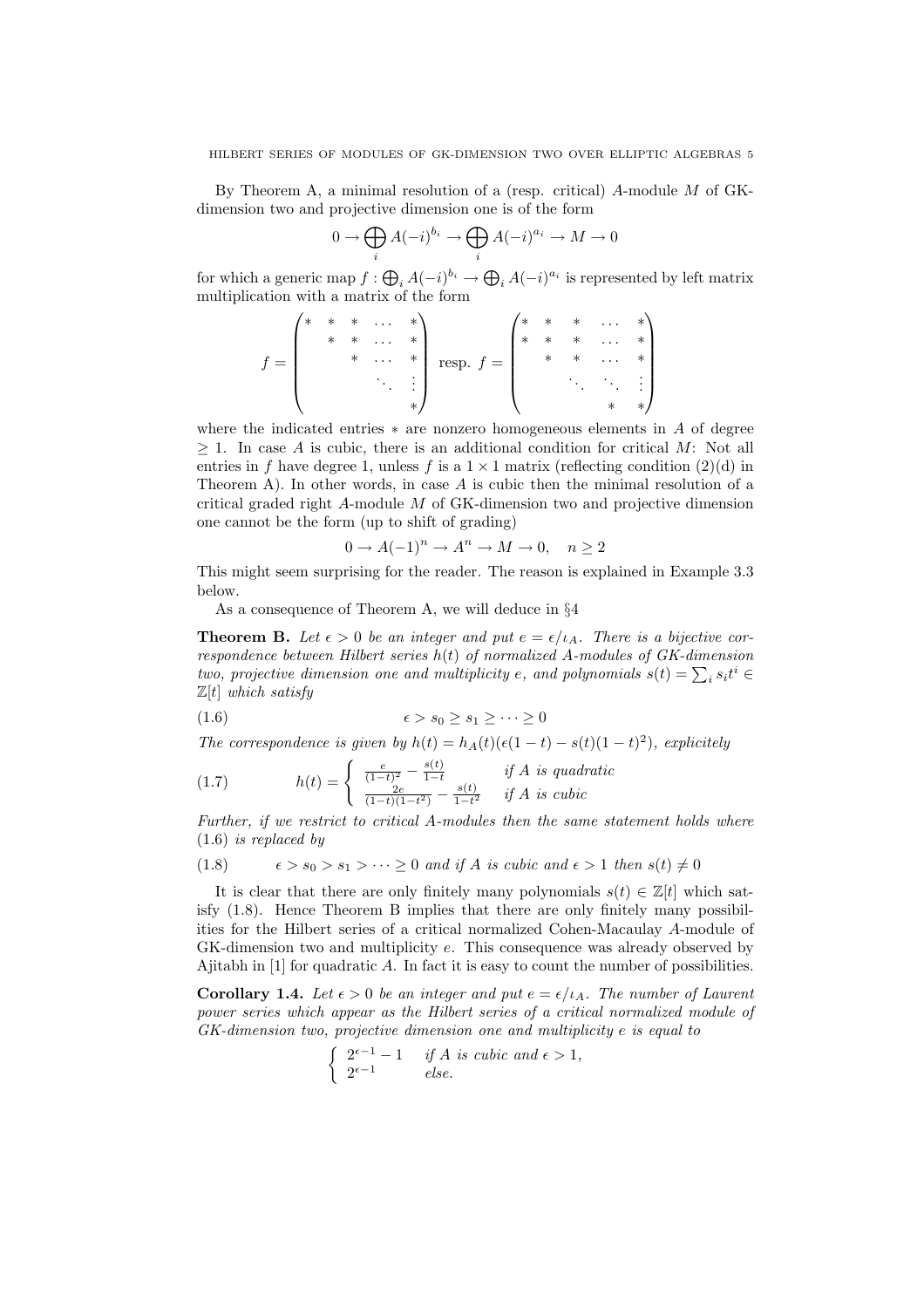By Theorem A, a minimal resolution of a (resp. critical) $A$-module $M$ of GK-dimension two and projective dimension one is of the form

$$0 \to \bigoplus_i A(-i)^{b_i} \to \bigoplus_i A(-i)^{a_i} \to M \to 0$$

for which a generic map $f : \bigoplus_i A(-i)^{b_i} \to \bigoplus_i A(-i)^{a_i}$ is represented by left matrix multiplication with a matrix of the form

$$f = \begin{pmatrix} * & * & * & \dots & * \\ & * & * & \dots & * \\ & & * & \cdots & * \\ & & & \ddots & \vdots \\ & & & & * \end{pmatrix} \text{ resp. } f = \begin{pmatrix} * & * & * & \dots & * \\ * & * & * & \dots & * \\ & * & * & \cdots & * \\ & & \ddots & \ddots & \vdots \\ & & & * & * \end{pmatrix}$$

where the indicated entries $*$ are nonzero homogeneous elements in $A$ of degree $\geq 1$. In case $A$ is cubic, there is an additional condition for critical $M$: Not all entries in $f$ have degree 1, unless $f$ is a $1 \times 1$ matrix (reflecting condition (2)(d) in Theorem A). In other words, in case $A$ is cubic then the minimal resolution of a critical graded right $A$-module $M$ of GK-dimension two and projective dimension one cannot be the form (up to shift of grading)

$$0 \to A(-1)^n \to A^n \to M \to 0, \quad n \geq 2$$

This might seem surprising for the reader. The reason is explained in Example 3.3 below.

As a consequence of Theorem A, we will deduce in §4

**Theorem B.** *Let $\epsilon > 0$ be an integer and put $e = \epsilon/\iota_A$. There is a bijective correspondence between Hilbert series $h(t)$ of normalized $A$-modules of GK-dimension two, projective dimension one and multiplicity $e$, and polynomials $s(t) = \sum_i s_i t^i \in \mathbb{Z}[t]$ which satisfy*

$$\epsilon > s_0 \geq s_1 \geq \cdots \geq 0 \tag{1.6}$$

*The correspondence is given by $h(t) = h_A(t)(\epsilon(1-t) - s(t)(1-t)^2)$, explicitely*

$$h(t) = \begin{cases} \frac{e}{(1-t)^2} - \frac{s(t)}{1-t} & \text{if } A \text{ is quadratic} \\ \frac{2e}{(1-t)(1-t^2)} - \frac{s(t)}{1-t^2} & \text{if } A \text{ is cubic} \end{cases} \tag{1.7}$$

*Further, if we restrict to critical $A$-modules then the same statement holds where (1.6) is replaced by*

$$\epsilon > s_0 > s_1 > \cdots \geq 0 \text{ and if } A \text{ is cubic and } \epsilon > 1 \text{ then } s(t) \neq 0 \tag{1.8}$$

It is clear that there are only finitely many polynomials $s(t) \in \mathbb{Z}[t]$ which satisfy (1.8). Hence Theorem B implies that there are only finitely many possibilities for the Hilbert series of a critical normalized Cohen-Macaulay $A$-module of GK-dimension two and multiplicity $e$. This consequence was already observed by Ajitabh in [1] for quadratic $A$. In fact it is easy to count the number of possibilities.

**Corollary 1.4.** *Let $\epsilon > 0$ be an integer and put $e = \epsilon/\iota_A$. The number of Laurent power series which appear as the Hilbert series of a critical normalized module of GK-dimension two, projective dimension one and multiplicity $e$ is equal to*

$$\begin{cases} 2^{\epsilon-1} - 1 & \text{if } A \text{ is cubic and } \epsilon > 1, \\ 2^{\epsilon-1} & \text{else.} \end{cases}$$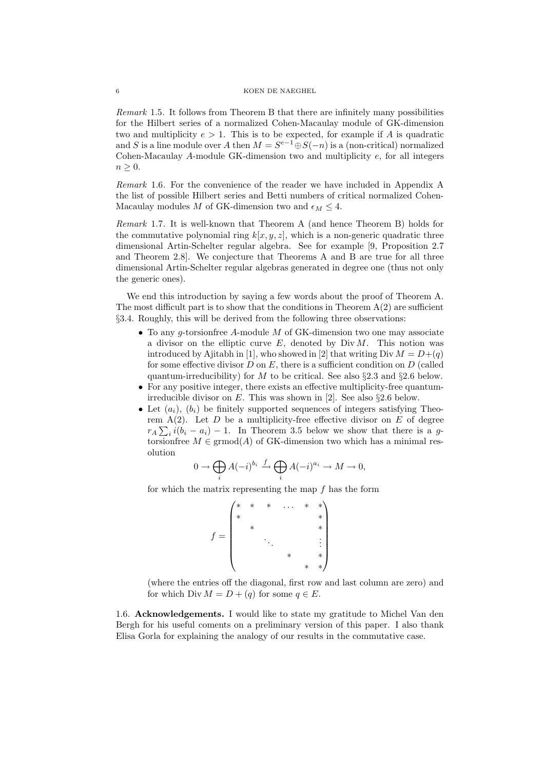*Remark* 1.5. It follows from Theorem B that there are infinitely many possibilities for the Hilbert series of a normalized Cohen-Macaulay module of GK-dimension two and multiplicity $e > 1$. This is to be expected, for example if $A$ is quadratic and $S$ is a line module over $A$ then $M = S^{e-1} \oplus S(-n)$ is a (non-critical) normalized Cohen-Macaulay $A$-module GK-dimension two and multiplicity $e$, for all integers $n \geq 0$.

*Remark* 1.6. For the convenience of the reader we have included in Appendix A the list of possible Hilbert series and Betti numbers of critical normalized Cohen-Macaulay modules $M$ of GK-dimension two and $\epsilon_M \leq 4$.

*Remark* 1.7. It is well-known that Theorem A (and hence Theorem B) holds for the commutative polynomial ring $k[x, y, z]$, which is a non-generic quadratic three dimensional Artin-Schelter regular algebra. See for example [9, Proposition 2.7 and Theorem 2.8]. We conjecture that Theorems A and B are true for all three dimensional Artin-Schelter regular algebras generated in degree one (thus not only the generic ones).

We end this introduction by saying a few words about the proof of Theorem A. The most difficult part is to show that the conditions in Theorem A(2) are sufficient §3.4. Roughly, this will be derived from the following three observations:

- To any $g$-torsionfree $A$-module $M$ of GK-dimension two one may associate a divisor on the elliptic curve $E$, denoted by $\operatorname{Div} M$. This notion was introduced by Ajitabh in [1], who showed in [2] that writing $\operatorname{Div} M = D + (q)$ for some effective divisor $D$ on $E$, there is a sufficient condition on $D$ (called quantum-irreducibility) for $M$ to be critical. See also §2.3 and §2.6 below.
- For any positive integer, there exists an effective multiplicity-free quantum-irreducible divisor on $E$. This was shown in [2]. See also §2.6 below.
- Let $(a_i)$, $(b_i)$ be finitely supported sequences of integers satisfying Theorem A(2). Let $D$ be a multiplicity-free effective divisor on $E$ of degree $r_A \sum_i i(b_i - a_i) - 1$. In Theorem 3.5 below we show that there is a $g$-torsionfree $M \in \operatorname{grmod}(A)$ of GK-dimension two which has a minimal resolution

$$0 \to \bigoplus_i A(-i)^{b_i} \xrightarrow{f} \bigoplus_i A(-i)^{a_i} \to M \to 0,$$

for which the matrix representing the map $f$ has the form

$$f = \begin{pmatrix} * & * & * & \dots & * & * \\ * & & & & & * \\ & * & & & & * \\ & & \ddots & & & \vdots \\ & & & * & & * \\ & & & & * & * \end{pmatrix}$$

(where the entries off the diagonal, first row and last column are zero) and for which $\operatorname{Div} M = D + (q)$ for some $q \in E$.

**1.6. Acknowledgements.** I would like to state my gratitude to Michel Van den Bergh for his useful coments on a preliminary version of this paper. I also thank Elisa Gorla for explaining the analogy of our results in the commutative case.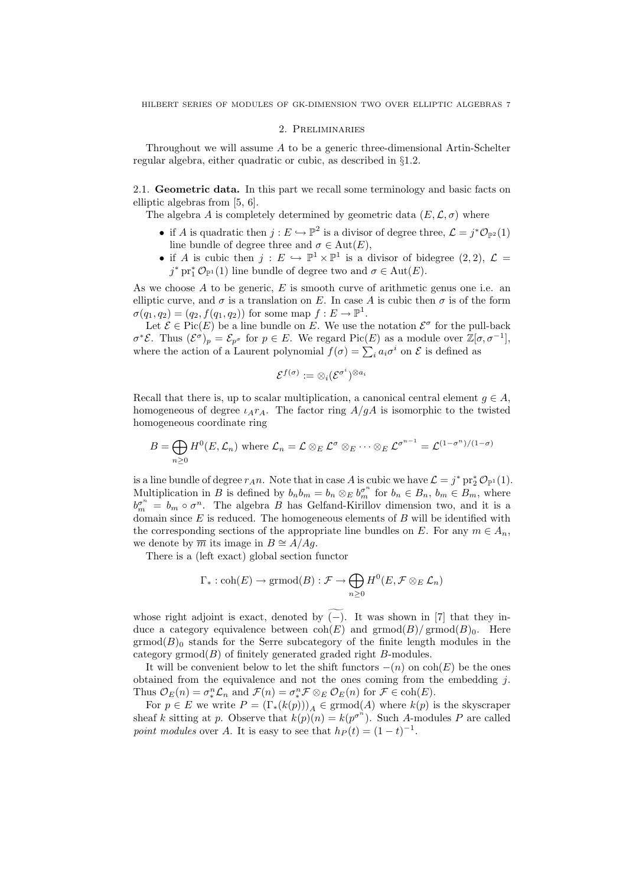## 2. Preliminaries

Throughout we will assume $A$ to be a generic three-dimensional Artin-Schelter regular algebra, either quadratic or cubic, as described in §1.2.

### 2.1. Geometric data.

In this part we recall some terminology and basic facts on elliptic algebras from [5, 6].

The algebra $A$ is completely determined by geometric data $(E, \mathcal{L}, \sigma)$ where

- if $A$ is quadratic then $j : E \hookrightarrow \mathbb{P}^2$ is a divisor of degree three, $\mathcal{L} = j^*\mathcal{O}_{\mathbb{P}^2}(1)$ line bundle of degree three and $\sigma \in \operatorname{Aut}(E)$,
- if $A$ is cubic then $j : E \hookrightarrow \mathbb{P}^1 \times \mathbb{P}^1$ is a divisor of bidegree $(2,2)$, $\mathcal{L} = j^* \operatorname{pr}_1^* \mathcal{O}_{\mathbb{P}^1}(1)$ line bundle of degree two and $\sigma \in \operatorname{Aut}(E)$.

As we choose $A$ to be generic, $E$ is smooth curve of arithmetic genus one i.e. an elliptic curve, and $\sigma$ is a translation on $E$. In case $A$ is cubic then $\sigma$ is of the form $\sigma(q_1, q_2) = (q_2, f(q_1, q_2))$ for some map $f : E \to \mathbb{P}^1$.

Let $\mathcal{E} \in \operatorname{Pic}(E)$ be a line bundle on $E$. We use the notation $\mathcal{E}^\sigma$ for the pull-back $\sigma^*\mathcal{E}$. Thus $(\mathcal{E}^\sigma)_p = \mathcal{E}_{p^\sigma}$ for $p \in E$. We regard $\operatorname{Pic}(E)$ as a module over $\mathbb{Z}[\sigma, \sigma^{-1}]$, where the action of a Laurent polynomial $f(\sigma) = \sum_i a_i \sigma^i$ on $\mathcal{E}$ is defined as

$$\mathcal{E}^{f(\sigma)} := \otimes_i (\mathcal{E}^{\sigma^i})^{\otimes a_i}$$

Recall that there is, up to scalar multiplication, a canonical central element $g \in A$, homogeneous of degree $\iota_A r_A$. The factor ring $A/gA$ is isomorphic to the twisted homogeneous coordinate ring

$$B = \bigoplus_{n \geq 0} H^0(E, \mathcal{L}_n) \text{ where } \mathcal{L}_n = \mathcal{L} \otimes_E \mathcal{L}^\sigma \otimes_E \cdots \otimes_E \mathcal{L}^{\sigma^{n-1}} = \mathcal{L}^{(1-\sigma^n)/(1-\sigma)}$$

is a line bundle of degree $r_A n$. Note that in case $A$ is cubic we have $\mathcal{L} = j^* \operatorname{pr}_2^* \mathcal{O}_{\mathbb{P}^1}(1)$. Multiplication in $B$ is defined by $b_n b_m = b_n \otimes_E b_m^{\sigma^n}$ for $b_n \in B_n$, $b_m \in B_m$, where $b_m^{\sigma^n} = b_m \circ \sigma^n$. The algebra $B$ has Gelfand-Kirillov dimension two, and it is a domain since $E$ is reduced. The homogeneous elements of $B$ will be identified with the corresponding sections of the appropriate line bundles on $E$. For any $m \in A_n$, we denote by $\overline{m}$ its image in $B \cong A/Ag$.

There is a (left exact) global section functor

$$\Gamma_* : \operatorname{coh}(E) \to \operatorname{grmod}(B) : \mathcal{F} \to \bigoplus_{n \geq 0} H^0(E, \mathcal{F} \otimes_E \mathcal{L}_n)$$

whose right adjoint is exact, denoted by $\widetilde{(-)}$. It was shown in [7] that they induce a category equivalence between $\operatorname{coh}(E)$ and $\operatorname{grmod}(B)/\operatorname{grmod}(B)_0$. Here $\operatorname{grmod}(B)_0$ stands for the Serre subcategory of the finite length modules in the category $\operatorname{grmod}(B)$ of finitely generated graded right $B$-modules.

It will be convenient below to let the shift functors $-(n)$ on $\operatorname{coh}(E)$ be the ones obtained from the equivalence and not the ones coming from the embedding $j$. Thus $\mathcal{O}_E(n) = \sigma_*^n \mathcal{L}_n$ and $\mathcal{F}(n) = \sigma_*^n \mathcal{F} \otimes_E \mathcal{O}_E(n)$ for $\mathcal{F} \in \operatorname{coh}(E)$.

For $p \in E$ we write $P = (\Gamma_*(k(p)))_A \in \operatorname{grmod}(A)$ where $k(p)$ is the skyscraper sheaf $k$ sitting at $p$. Observe that $k(p)(n) = k(p^{\sigma^n})$. Such $A$-modules $P$ are called *point modules* over $A$. It is easy to see that $h_P(t) = (1-t)^{-1}$.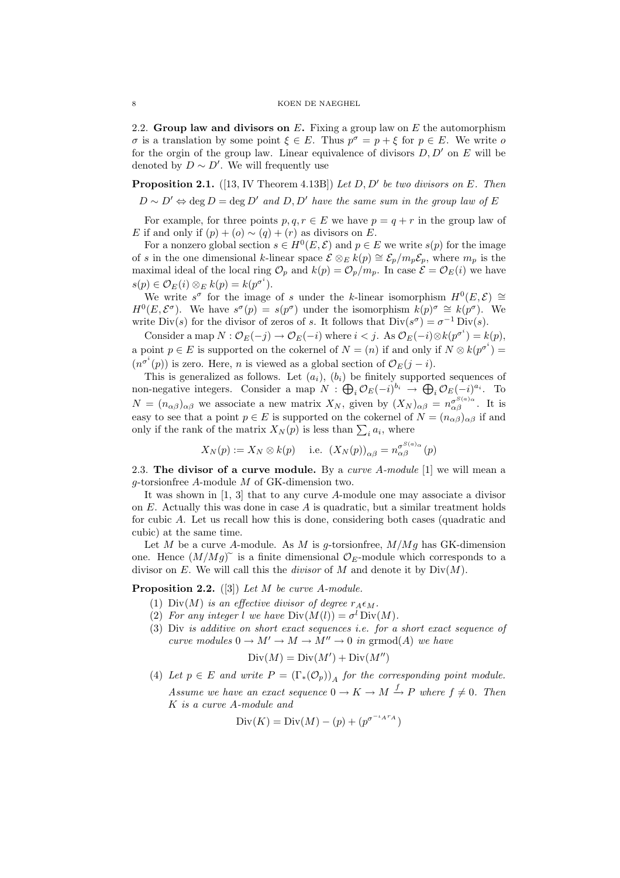### 2.2. Group law and divisors on $E$.

Fixing a group law on $E$ the automorphism $\sigma$ is a translation by some point $\xi \in E$. Thus $p^\sigma = p + \xi$ for $p \in E$. We write $o$ for the orgin of the group law. Linear equivalence of divisors $D, D'$ on $E$ will be denoted by $D \sim D'$. We will frequently use

**Proposition 2.1.** ([13, IV Theorem 4.13B]) *Let $D, D'$ be two divisors on $E$. Then*

$$D \sim D' \Leftrightarrow \deg D = \deg D' \text{ and } D, D' \text{ have the same sum in the group law of } E$$

For example, for three points $p, q, r \in E$ we have $p = q + r$ in the group law of $E$ if and only if $(p) + (o) \sim (q) + (r)$ as divisors on $E$.

For a nonzero global section $s \in H^0(E, \mathcal{E})$ and $p \in E$ we write $s(p)$ for the image of $s$ in the one dimensional $k$-linear space $\mathcal{E} \otimes_E k(p) \cong \mathcal{E}_p / m_p \mathcal{E}_p$, where $m_p$ is the maximal ideal of the local ring $\mathcal{O}_p$ and $k(p) = \mathcal{O}_p / m_p$. In case $\mathcal{E} = \mathcal{O}_E(i)$ we have $s(p) \in \mathcal{O}_E(i) \otimes_E k(p) = k(p^{\sigma^i})$.

We write $s^\sigma$ for the image of $s$ under the $k$-linear isomorphism $H^0(E, \mathcal{E}) \cong H^0(E, \mathcal{E}^\sigma)$. We have $s^\sigma(p) = s(p^\sigma)$ under the isomorphism $k(p)^\sigma \cong k(p^\sigma)$. We write $\mathrm{Div}(s)$ for the divisor of zeros of $s$. It follows that $\mathrm{Div}(s^\sigma) = \sigma^{-1} \mathrm{Div}(s)$.

Consider a map $N : \mathcal{O}_E(-j) \to \mathcal{O}_E(-i)$ where $i < j$. As $\mathcal{O}_E(-i) \otimes k(p^{\sigma^i}) = k(p)$, a point $p \in E$ is supported on the cokernel of $N = (n)$ if and only if $N \otimes k(p^{\sigma^i}) = (n^{\sigma^i}(p))$ is zero. Here, $n$ is viewed as a global section of $\mathcal{O}_E(j - i)$.

This is generalized as follows. Let $(a_i)$, $(b_i)$ be finitely supported sequences of non-negative integers. Consider a map $N : \bigoplus_i \mathcal{O}_E(-i)^{b_i} \to \bigoplus_i \mathcal{O}_E(-i)^{a_i}$. To $N = (n_{\alpha\beta})_{\alpha\beta}$ we associate a new matrix $X_N$, given by $(X_N)_{\alpha\beta} = n_{\alpha\beta}^{\sigma^{S(a)_\alpha}}$. It is easy to see that a point $p \in E$ is supported on the cokernel of $N = (n_{\alpha\beta})_{\alpha\beta}$ if and only if the rank of the matrix $X_N(p)$ is less than $\sum_i a_i$, where

$$X_N(p) := X_N \otimes k(p) \quad \text{i.e. } (X_N(p))_{\alpha\beta} = n_{\alpha\beta}^{\sigma^{S(a)_\alpha}}(p)$$

### 2.3. The divisor of a curve module.

By a *curve $A$-module* [1] we will mean a $g$-torsionfree $A$-module $M$ of GK-dimension two.

It was shown in [1, 3] that to any curve $A$-module one may associate a divisor on $E$. Actually this was done in case $A$ is quadratic, but a similar treatment holds for cubic $A$. Let us recall how this is done, considering both cases (quadratic and cubic) at the same time.

Let $M$ be a curve $A$-module. As $M$ is $g$-torsionfree, $M/Mg$ has GK-dimension one. Hence $(M/Mg)^\sim$ is a finite dimensional $\mathcal{O}_E$-module which corresponds to a divisor on $E$. We will call this the *divisor* of $M$ and denote it by $\mathrm{Div}(M)$.

**Proposition 2.2.** ([3]) *Let $M$ be curve $A$-module.*

1. *$\mathrm{Div}(M)$ is an effective divisor of degree $r_A \epsilon_M$.*
2. *For any integer $l$ we have $\mathrm{Div}(M(l)) = \sigma^l \mathrm{Div}(M)$.*
3. *Div is additive on short exact sequences i.e. for a short exact sequence of curve modules $0 \to M' \to M \to M'' \to 0$ in $\mathrm{grmod}(A)$ we have*
$$\mathrm{Div}(M) = \mathrm{Div}(M') + \mathrm{Div}(M'')$$
4. *Let $p \in E$ and write $P = (\Gamma_*(\mathcal{O}_p))_A$ for the corresponding point module. Assume we have an exact sequence $0 \to K \to M \xrightarrow{f} P$ where $f \neq 0$. Then $K$ is a curve $A$-module and*
$$\mathrm{Div}(K) = \mathrm{Div}(M) - (p) + (p^{\sigma^{-1_A r_A}})$$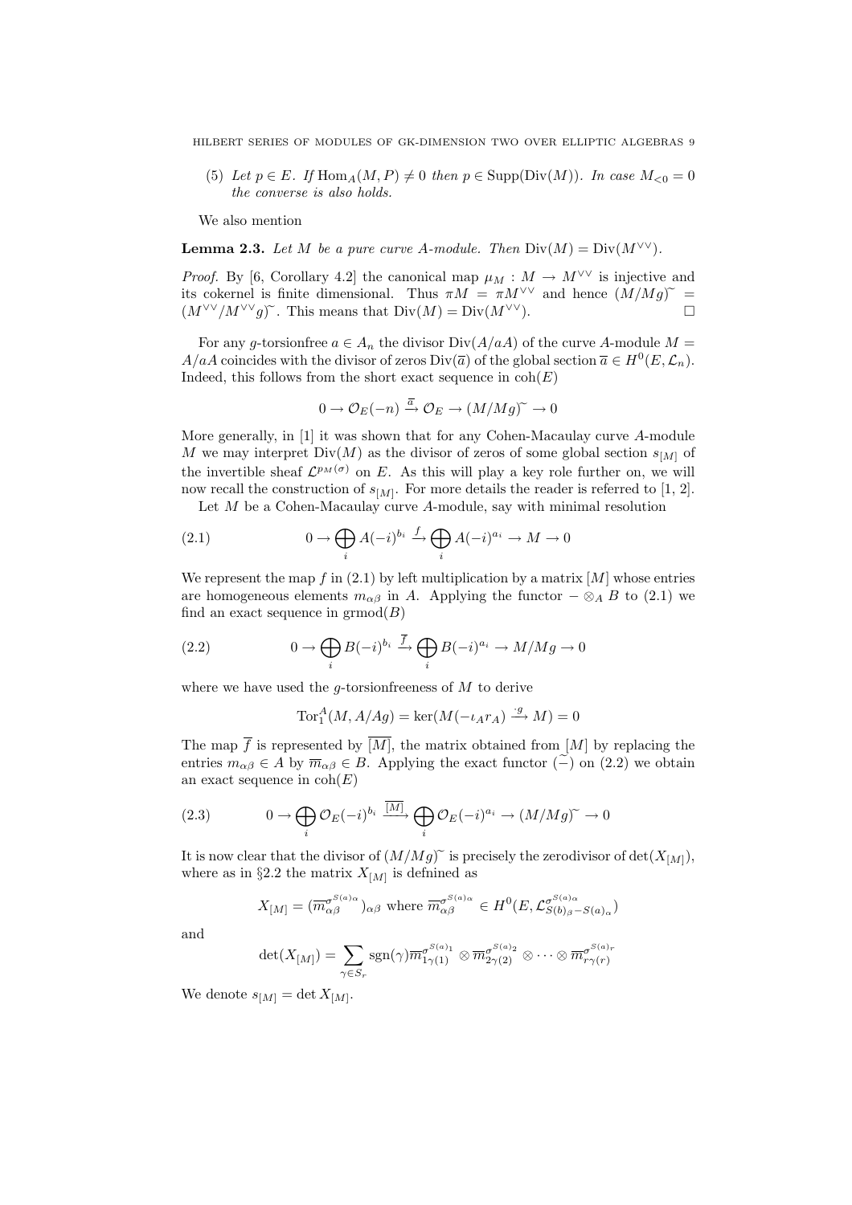(5) *Let $p \in E$. If $\operatorname{Hom}_A(M, P) \neq 0$ then $p \in \operatorname{Supp}(\operatorname{Div}(M))$. In case $M_{<0} = 0$ the converse is also holds.*

We also mention

**Lemma 2.3.** *Let $M$ be a pure curve $A$-module. Then $\operatorname{Div}(M) = \operatorname{Div}(M^{\vee\vee})$.*

*Proof.* By [6, Corollary 4.2] the canonical map $\mu_M : M \to M^{\vee\vee}$ is injective and its cokernel is finite dimensional. Thus $\pi M = \pi M^{\vee\vee}$ and hence $(M/Mg)^{\sim} = (M^{\vee\vee}/M^{\vee\vee}g)^{\sim}$. This means that $\operatorname{Div}(M) = \operatorname{Div}(M^{\vee\vee})$. □

For any $g$-torsionfree $a \in A_n$ the divisor $\operatorname{Div}(A/aA)$ of the curve $A$-module $M = A/aA$ coincides with the divisor of zeros $\operatorname{Div}(\overline{a})$ of the global section $\overline{a} \in H^0(E, \mathcal{L}_n)$. Indeed, this follows from the short exact sequence in $\operatorname{coh}(E)$

$$0 \to \mathcal{O}_E(-n) \xrightarrow{\overline{a}} \mathcal{O}_E \to (M/Mg)^{\sim} \to 0$$

More generally, in [1] it was shown that for any Cohen-Macaulay curve $A$-module $M$ we may interpret $\operatorname{Div}(M)$ as the divisor of zeros of some global section $s_{[M]}$ of the invertible sheaf $\mathcal{L}^{p_M(\sigma)}$ on $E$. As this will play a key role further on, we will now recall the construction of $s_{[M]}$. For more details the reader is referred to [1, 2].

Let $M$ be a Cohen-Macaulay curve $A$-module, say with minimal resolution

$$0 \to \bigoplus_i A(-i)^{b_i} \xrightarrow{f} \bigoplus_i A(-i)^{a_i} \to M \to 0 \tag{2.1}$$

We represent the map $f$ in (2.1) by left multiplication by a matrix $[M]$ whose entries are homogeneous elements $m_{\alpha\beta}$ in $A$. Applying the functor $- \otimes_A B$ to (2.1) we find an exact sequence in $\operatorname{grmod}(B)$

$$0 \to \bigoplus_i B(-i)^{b_i} \xrightarrow{\overline{f}} \bigoplus_i B(-i)^{a_i} \to M/Mg \to 0 \tag{2.2}$$

where we have used the $g$-torsionfreeness of $M$ to derive

$$\operatorname{Tor}_1^A(M, A/Ag) = \ker(M(-\iota_A r_A) \xrightarrow{\cdot g} M) = 0$$

The map $\overline{f}$ is represented by $\overline{[M]}$, the matrix obtained from $[M]$ by replacing the entries $m_{\alpha\beta} \in A$ by $\overline{m}_{\alpha\beta} \in B$. Applying the exact functor $\widetilde{(-)}$ on (2.2) we obtain an exact sequence in $\operatorname{coh}(E)$

$$0 \to \bigoplus_i \mathcal{O}_E(-i)^{b_i} \xrightarrow{\overline{[M]}} \bigoplus_i \mathcal{O}_E(-i)^{a_i} \to (M/Mg)^{\sim} \to 0 \tag{2.3}$$

It is now clear that the divisor of $(M/Mg)^{\sim}$ is precisely the zerodivisor of $\det(X_{[M]})$, where as in §2.2 the matrix $X_{[M]}$ is defnined as

$$X_{[M]} = (\overline{m}_{\alpha\beta}^{\sigma^{S(a)_\alpha}})_{\alpha\beta} \text{ where } \overline{m}_{\alpha\beta}^{\sigma^{S(a)_\alpha}} \in H^0(E, \mathcal{L}^{\sigma^{S(a)_\alpha}}_{S(b)_\beta - S(a)_\alpha})$$

and

$$\det(X_{[M]}) = \sum_{\gamma \in S_r} \operatorname{sgn}(\gamma) \overline{m}_{1\gamma(1)}^{\sigma^{S(a)_1}} \otimes \overline{m}_{2\gamma(2)}^{\sigma^{S(a)_2}} \otimes \cdots \otimes \overline{m}_{r\gamma(r)}^{\sigma^{S(a)_r}}$$

We denote $s_{[M]} = \det X_{[M]}$.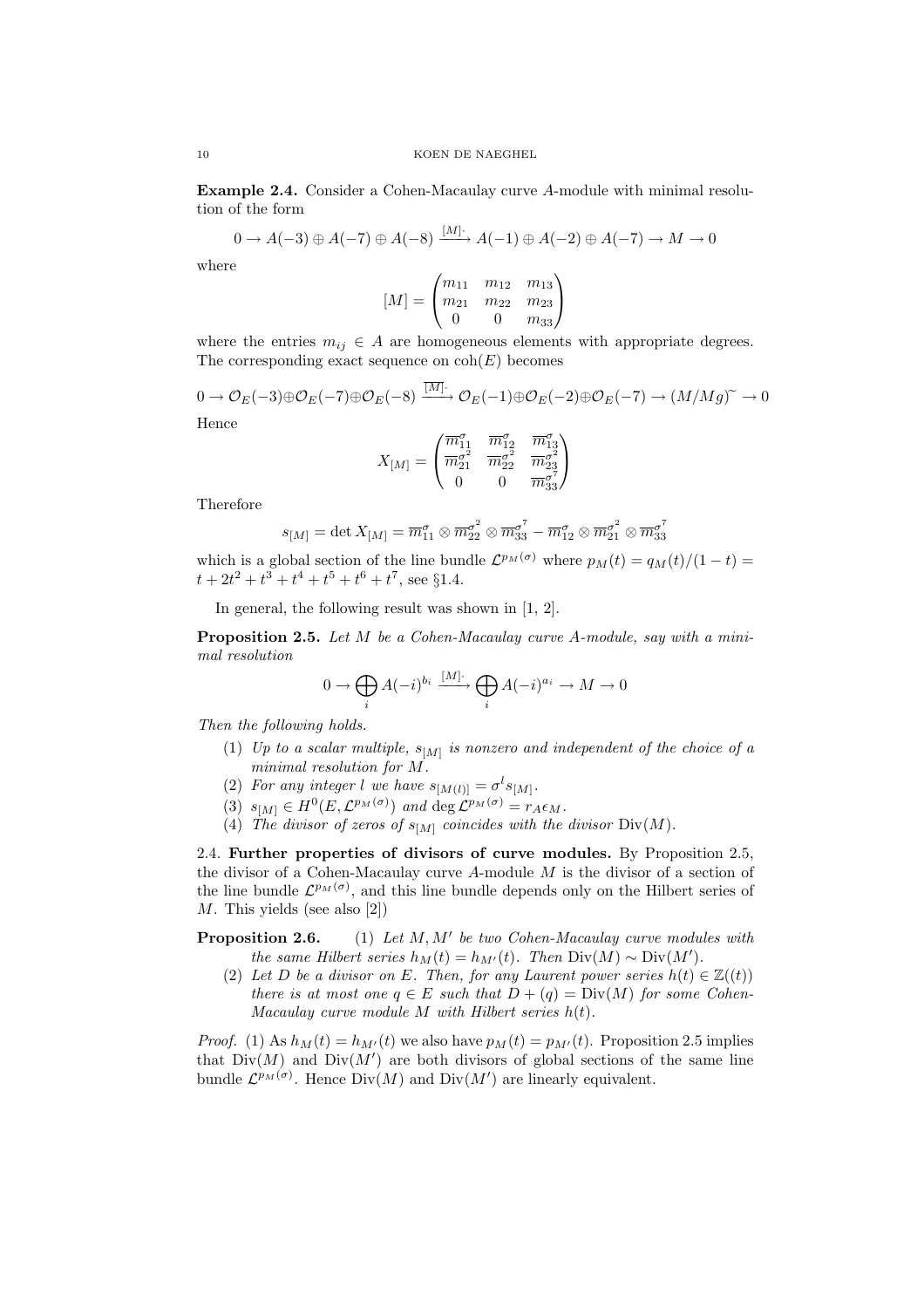**Example 2.4.** Consider a Cohen-Macaulay curve $A$-module with minimal resolution of the form

$$0 \to A(-3) \oplus A(-7) \oplus A(-8) \xrightarrow{[M]\cdot} A(-1) \oplus A(-2) \oplus A(-7) \to M \to 0$$

where

$$[M] = \begin{pmatrix} m_{11} & m_{12} & m_{13} \\ m_{21} & m_{22} & m_{23} \\ 0 & 0 & m_{33} \end{pmatrix}$$

where the entries $m_{ij} \in A$ are homogeneous elements with appropriate degrees. The corresponding exact sequence on $\mathrm{coh}(E)$ becomes

$$0 \to \mathcal{O}_E(-3) \oplus \mathcal{O}_E(-7) \oplus \mathcal{O}_E(-8) \xrightarrow{\overline{[M]}\cdot} \mathcal{O}_E(-1) \oplus \mathcal{O}_E(-2) \oplus \mathcal{O}_E(-7) \to (M/Mg)^{\sim} \to 0$$

Hence

$$X_{[M]} = \begin{pmatrix} \overline{m}_{11}^{\sigma} & \overline{m}_{12}^{\sigma} & \overline{m}_{13}^{\sigma} \\ \overline{m}_{21}^{\sigma^2} & \overline{m}_{22}^{\sigma^2} & \overline{m}_{23}^{\sigma^2} \\ 0 & 0 & \overline{m}_{33}^{\sigma^7} \end{pmatrix}$$

Therefore

$$s_{[M]} = \det X_{[M]} = \overline{m}_{11}^{\sigma} \otimes \overline{m}_{22}^{\sigma^2} \otimes \overline{m}_{33}^{\sigma^7} - \overline{m}_{12}^{\sigma} \otimes \overline{m}_{21}^{\sigma^2} \otimes \overline{m}_{33}^{\sigma^7}$$

which is a global section of the line bundle $\mathcal{L}^{p_M(\sigma)}$ where $p_M(t) = q_M(t)/(1-t) = t + 2t^2 + t^3 + t^4 + t^5 + t^6 + t^7$, see §1.4.

In general, the following result was shown in [1, 2].

**Proposition 2.5.** *Let $M$ be a Cohen-Macaulay curve $A$-module, say with a minimal resolution*

$$0 \to \bigoplus_i A(-i)^{b_i} \xrightarrow{[M]\cdot} \bigoplus_i A(-i)^{a_i} \to M \to 0$$

*Then the following holds.*

1. *Up to a scalar multiple, $s_{[M]}$ is nonzero and independent of the choice of a minimal resolution for $M$.*
2. *For any integer $l$ we have $s_{[M(l)]} = \sigma^l s_{[M]}$.*
3. *$s_{[M]} \in H^0(E, \mathcal{L}^{p_M(\sigma)})$ and $\deg \mathcal{L}^{p_M(\sigma)} = r_A \epsilon_M$.*
4. *The divisor of zeros of $s_{[M]}$ coincides with the divisor $\mathrm{Div}(M)$.*

## 2.4. Further properties of divisors of curve modules.

By Proposition 2.5, the divisor of a Cohen-Macaulay curve $A$-module $M$ is the divisor of a section of the line bundle $\mathcal{L}^{p_M(\sigma)}$, and this line bundle depends only on the Hilbert series of $M$. This yields (see also [2])

**Proposition 2.6.**
1. *Let $M, M'$ be two Cohen-Macaulay curve modules with the same Hilbert series $h_M(t) = h_{M'}(t)$. Then $\mathrm{Div}(M) \sim \mathrm{Div}(M')$.*
2. *Let $D$ be a divisor on $E$. Then, for any Laurent power series $h(t) \in \mathbb{Z}((t))$ there is at most one $q \in E$ such that $D + (q) = \mathrm{Div}(M)$ for some Cohen-Macaulay curve module $M$ with Hilbert series $h(t)$.*

*Proof.* (1) As $h_M(t) = h_{M'}(t)$ we also have $p_M(t) = p_{M'}(t)$. Proposition 2.5 implies that $\mathrm{Div}(M)$ and $\mathrm{Div}(M')$ are both divisors of global sections of the same line bundle $\mathcal{L}^{p_M(\sigma)}$. Hence $\mathrm{Div}(M)$ and $\mathrm{Div}(M')$ are linearly equivalent.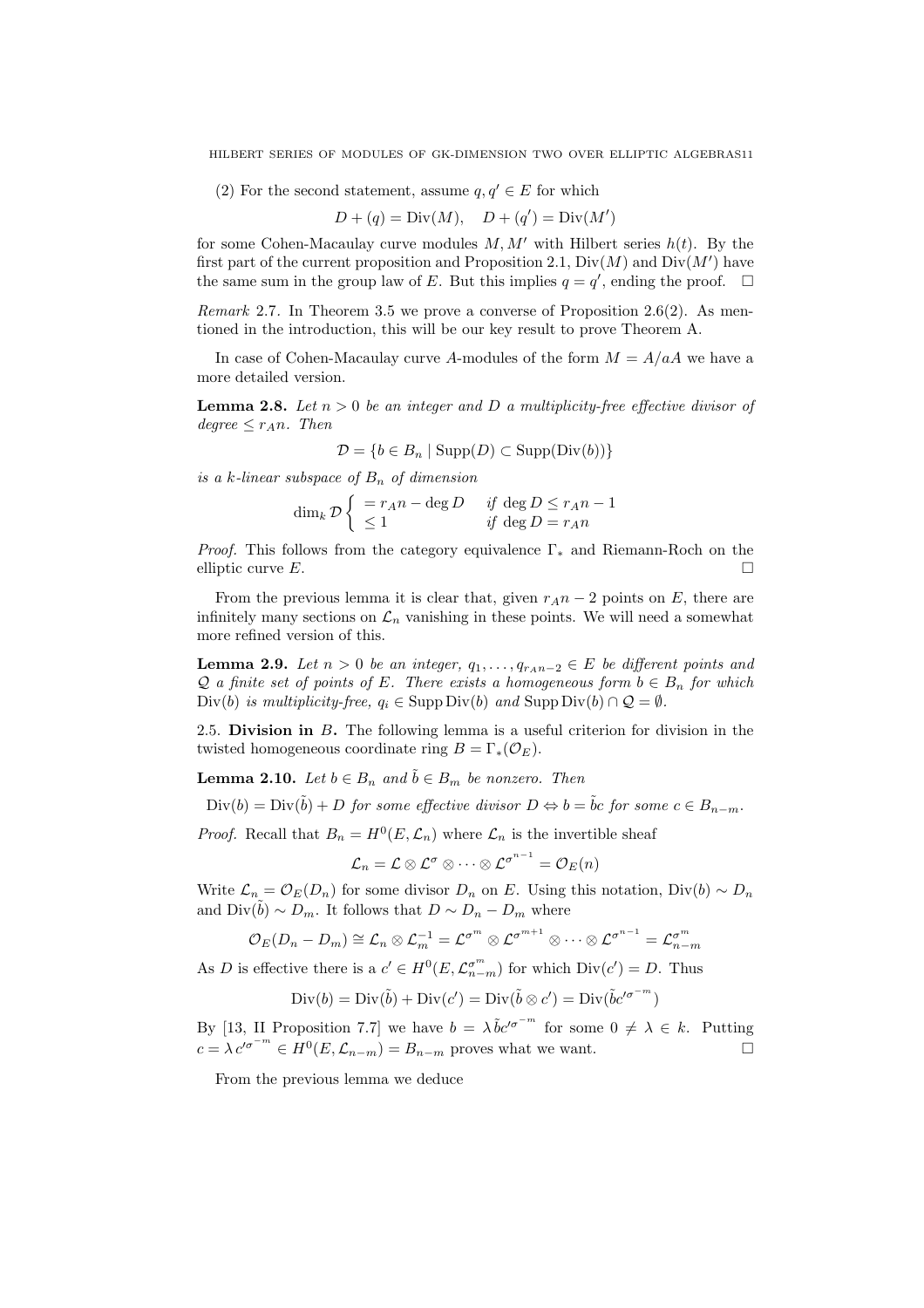(2) For the second statement, assume $q, q' \in E$ for which

$$D + (q) = \mathrm{Div}(M), \quad D + (q') = \mathrm{Div}(M')$$

for some Cohen-Macaulay curve modules $M, M'$ with Hilbert series $h(t)$. By the first part of the current proposition and Proposition 2.1, $\mathrm{Div}(M)$ and $\mathrm{Div}(M')$ have the same sum in the group law of $E$. But this implies $q = q'$, ending the proof. $\square$

*Remark* 2.7. In Theorem 3.5 we prove a converse of Proposition 2.6(2). As mentioned in the introduction, this will be our key result to prove Theorem A.

In case of Cohen-Macaulay curve $A$-modules of the form $M = A/aA$ we have a more detailed version.

**Lemma 2.8.** *Let $n > 0$ be an integer and $D$ a multiplicity-free effective divisor of degree $\leq r_A n$. Then*

$$\mathcal{D} = \{b \in B_n \mid \mathrm{Supp}(D) \subset \mathrm{Supp}(\mathrm{Div}(b))\}$$

*is a $k$-linear subspace of $B_n$ of dimension*

$$\dim_k \mathcal{D} \begin{cases} = r_A n - \deg D & \text{if } \deg D \leq r_A n - 1 \\ \leq 1 & \text{if } \deg D = r_A n \end{cases}$$

*Proof.* This follows from the category equivalence $\Gamma_*$ and Riemann-Roch on the elliptic curve $E$. $\square$

From the previous lemma it is clear that, given $r_A n - 2$ points on $E$, there are infinitely many sections on $\mathcal{L}_n$ vanishing in these points. We will need a somewhat more refined version of this.

**Lemma 2.9.** *Let $n > 0$ be an integer, $q_1, \dots, q_{r_A n - 2} \in E$ be different points and $\mathcal{Q}$ a finite set of points of $E$. There exists a homogeneous form $b \in B_n$ for which $\mathrm{Div}(b)$ is multiplicity-free, $q_i \in \mathrm{Supp}\,\mathrm{Div}(b)$ and $\mathrm{Supp}\,\mathrm{Div}(b) \cap \mathcal{Q} = \emptyset$.*

2.5. **Division in $B$.** The following lemma is a useful criterion for division in the twisted homogeneous coordinate ring $B = \Gamma_*(\mathcal{O}_E)$.

**Lemma 2.10.** *Let $b \in B_n$ and $\tilde{b} \in B_m$ be nonzero. Then*

$$\mathrm{Div}(b) = \mathrm{Div}(\tilde{b}) + D \text{ for some effective divisor } D \Leftrightarrow b = \tilde{b}c \text{ for some } c \in B_{n-m}.$$

*Proof.* Recall that $B_n = H^0(E, \mathcal{L}_n)$ where $\mathcal{L}_n$ is the invertible sheaf

$$\mathcal{L}_n = \mathcal{L} \otimes \mathcal{L}^\sigma \otimes \cdots \otimes \mathcal{L}^{\sigma^{n-1}} = \mathcal{O}_E(n)$$

Write $\mathcal{L}_n = \mathcal{O}_E(D_n)$ for some divisor $D_n$ on $E$. Using this notation, $\mathrm{Div}(b) \sim D_n$ and $\mathrm{Div}(\tilde{b}) \sim D_m$. It follows that $D \sim D_n - D_m$ where

$$\mathcal{O}_E(D_n - D_m) \cong \mathcal{L}_n \otimes \mathcal{L}_m^{-1} = \mathcal{L}^{\sigma^m} \otimes \mathcal{L}^{\sigma^{m+1}} \otimes \cdots \otimes \mathcal{L}^{\sigma^{n-1}} = \mathcal{L}_{n-m}^{\sigma^m}$$

As $D$ is effective there is a $c' \in H^0(E, \mathcal{L}_{n-m}^{\sigma^m})$ for which $\mathrm{Div}(c') = D$. Thus

$$\mathrm{Div}(b) = \mathrm{Div}(\tilde{b}) + \mathrm{Div}(c') = \mathrm{Div}(\tilde{b} \otimes c') = \mathrm{Div}(\tilde{b}c'^{\sigma^{-m}})$$

By [13, II Proposition 7.7] we have $b = \lambda\, \tilde{b}c'^{\sigma^{-m}}$ for some $0 \neq \lambda \in k$. Putting $c = \lambda\, c'^{\sigma^{-m}} \in H^0(E, \mathcal{L}_{n-m}) = B_{n-m}$ proves what we want. $\square$

From the previous lemma we deduce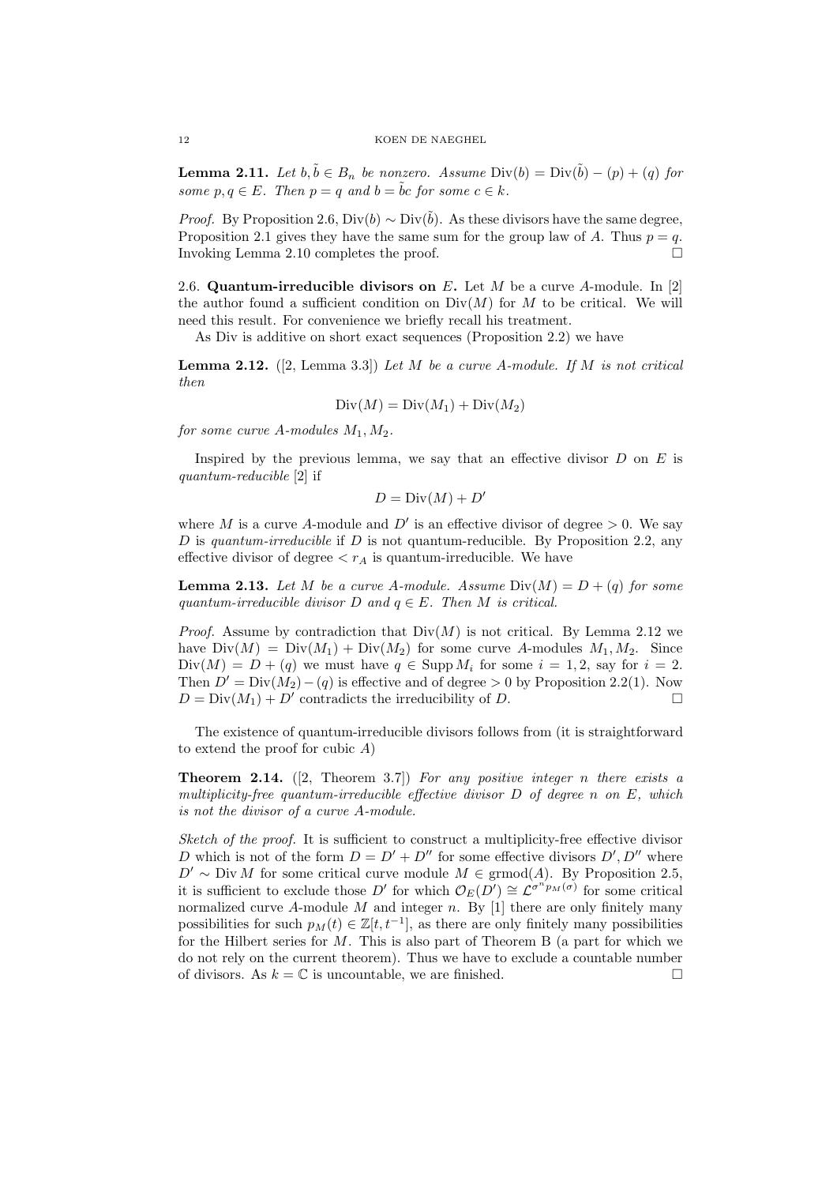**Lemma 2.11.** *Let $b, \tilde{b} \in B_n$ be nonzero. Assume $\operatorname{Div}(b) = \operatorname{Div}(\tilde{b}) - (p) + (q)$ for some $p, q \in E$. Then $p = q$ and $b = \tilde{b}c$ for some $c \in k$.*

*Proof.* By Proposition 2.6, $\operatorname{Div}(b) \sim \operatorname{Div}(\tilde{b})$. As these divisors have the same degree, Proposition 2.1 gives they have the same sum for the group law of $A$. Thus $p = q$. Invoking Lemma 2.10 completes the proof. □

### 2.6. Quantum-irreducible divisors on $E$.

Let $M$ be a curve $A$-module. In [2] the author found a sufficient condition on $\operatorname{Div}(M)$ for $M$ to be critical. We will need this result. For convenience we briefly recall his treatment.

As Div is additive on short exact sequences (Proposition 2.2) we have

**Lemma 2.12.** ([2, Lemma 3.3]) *Let $M$ be a curve $A$-module. If $M$ is not critical then*

$$\operatorname{Div}(M) = \operatorname{Div}(M_1) + \operatorname{Div}(M_2)$$

*for some curve $A$-modules $M_1, M_2$.*

Inspired by the previous lemma, we say that an effective divisor $D$ on $E$ is *quantum-reducible* [2] if

$$D = \operatorname{Div}(M) + D'$$

where $M$ is a curve $A$-module and $D'$ is an effective divisor of degree $> 0$. We say $D$ is *quantum-irreducible* if $D$ is not quantum-reducible. By Proposition 2.2, any effective divisor of degree $< r_A$ is quantum-irreducible. We have

**Lemma 2.13.** *Let $M$ be a curve $A$-module. Assume $\operatorname{Div}(M) = D + (q)$ for some quantum-irreducible divisor $D$ and $q \in E$. Then $M$ is critical.*

*Proof.* Assume by contradiction that $\operatorname{Div}(M)$ is not critical. By Lemma 2.12 we have $\operatorname{Div}(M) = \operatorname{Div}(M_1) + \operatorname{Div}(M_2)$ for some curve $A$-modules $M_1, M_2$. Since $\operatorname{Div}(M) = D + (q)$ we must have $q \in \operatorname{Supp} M_i$ for some $i = 1, 2$, say for $i = 2$. Then $D' = \operatorname{Div}(M_2) - (q)$ is effective and of degree $> 0$ by Proposition 2.2(1). Now $D = \operatorname{Div}(M_1) + D'$ contradicts the irreducibility of $D$. □

The existence of quantum-irreducible divisors follows from (it is straightforward to extend the proof for cubic $A$)

**Theorem 2.14.** ([2, Theorem 3.7]) *For any positive integer $n$ there exists a multiplicity-free quantum-irreducible effective divisor $D$ of degree $n$ on $E$, which is not the divisor of a curve $A$-module.*

*Sketch of the proof.* It is sufficient to construct a multiplicity-free effective divisor $D$ which is not of the form $D = D' + D''$ for some effective divisors $D', D''$ where $D' \sim \operatorname{Div} M$ for some critical curve module $M \in \operatorname{grmod}(A)$. By Proposition 2.5, it is sufficient to exclude those $D'$ for which $\mathcal{O}_E(D') \cong \mathcal{L}^{\sigma^n p_M(\sigma)}$ for some critical normalized curve $A$-module $M$ and integer $n$. By [1] there are only finitely many possibilities for such $p_M(t) \in \mathbb{Z}[t, t^{-1}]$, as there are only finitely many possibilities for the Hilbert series for $M$. This is also part of Theorem B (a part for which we do not rely on the current theorem). Thus we have to exclude a countable number of divisors. As $k = \mathbb{C}$ is uncountable, we are finished. □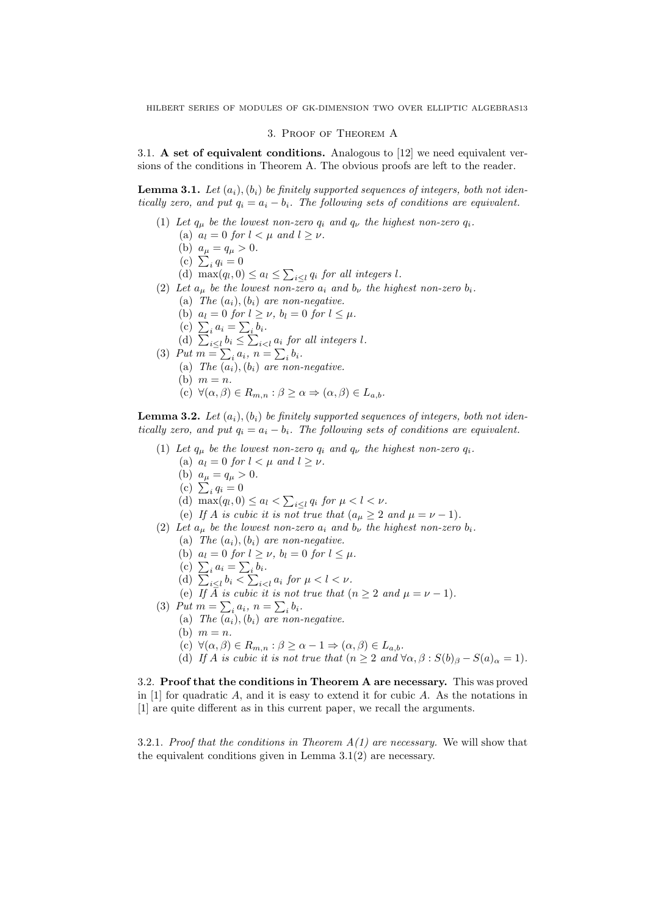## 3. Proof of Theorem A

### 3.1. A set of equivalent conditions.

Analogous to [12] we need equivalent versions of the conditions in Theorem A. The obvious proofs are left to the reader.

**Lemma 3.1.** *Let $(a_i), (b_i)$ be finitely supported sequences of integers, both not identically zero, and put $q_i = a_i - b_i$. The following sets of conditions are equivalent.*

1. *Let $q_\mu$ be the lowest non-zero $q_i$ and $q_\nu$ the highest non-zero $q_i$.*
   1. *$a_l = 0$ for $l < \mu$ and $l \geq \nu$.*
   2. *$a_\mu = q_\mu > 0$.*
   3. *$\sum_i q_i = 0$*
   4. *$\max(q_l, 0) \leq a_l \leq \sum_{i \leq l} q_i$ for all integers $l$.*
2. *Let $a_\mu$ be the lowest non-zero $a_i$ and $b_\nu$ the highest non-zero $b_i$.*
   1. *The $(a_i), (b_i)$ are non-negative.*
   2. *$a_l = 0$ for $l \geq \nu$, $b_l = 0$ for $l \leq \mu$.*
   3. *$\sum_i a_i = \sum_i b_i$.*
   4. *$\sum_{i \leq l} b_i \leq \sum_{i < l} a_i$ for all integers $l$.*
3. *Put $m = \sum_i a_i$, $n = \sum_i b_i$.*
   1. *The $(a_i), (b_i)$ are non-negative.*
   2. *$m = n$.*
   3. *$\forall (\alpha, \beta) \in R_{m,n} : \beta \geq \alpha \Rightarrow (\alpha, \beta) \in L_{a,b}$.*

**Lemma 3.2.** *Let $(a_i), (b_i)$ be finitely supported sequences of integers, both not identically zero, and put $q_i = a_i - b_i$. The following sets of conditions are equivalent.*

1. *Let $q_\mu$ be the lowest non-zero $q_i$ and $q_\nu$ the highest non-zero $q_i$.*
   1. *$a_l = 0$ for $l < \mu$ and $l \geq \nu$.*
   2. *$a_\mu = q_\mu > 0$.*
   3. *$\sum_i q_i = 0$*
   4. *$\max(q_l, 0) \leq a_l < \sum_{i \leq l} q_i$ for $\mu < l < \nu$.*
   5. *If $A$ is cubic it is not true that ($a_\mu \geq 2$ and $\mu = \nu - 1$).*
2. *Let $a_\mu$ be the lowest non-zero $a_i$ and $b_\nu$ the highest non-zero $b_i$.*
   1. *The $(a_i), (b_i)$ are non-negative.*
   2. *$a_l = 0$ for $l \geq \nu$, $b_l = 0$ for $l \leq \mu$.*
   3. *$\sum_i a_i = \sum_i b_i$.*
   4. *$\sum_{i \leq l} b_i < \sum_{i < l} a_i$ for $\mu < l < \nu$.*
   5. *If $A$ is cubic it is not true that ($n \geq 2$ and $\mu = \nu - 1$).*
3. *Put $m = \sum_i a_i$, $n = \sum_i b_i$.*
   1. *The $(a_i), (b_i)$ are non-negative.*
   2. *$m = n$.*
   3. *$\forall (\alpha, \beta) \in R_{m,n} : \beta \geq \alpha - 1 \Rightarrow (\alpha, \beta) \in L_{a,b}$.*
   4. *If $A$ is cubic it is not true that ($n \geq 2$ and $\forall \alpha, \beta : S(b)_\beta - S(a)_\alpha = 1$).*

### 3.2. Proof that the conditions in Theorem A are necessary.

This was proved in [1] for quadratic $A$, and it is easy to extend it for cubic $A$. As the notations in [1] are quite different as in this current paper, we recall the arguments.

3.2.1. *Proof that the conditions in Theorem A(1) are necessary.* We will show that the equivalent conditions given in Lemma 3.1(2) are necessary.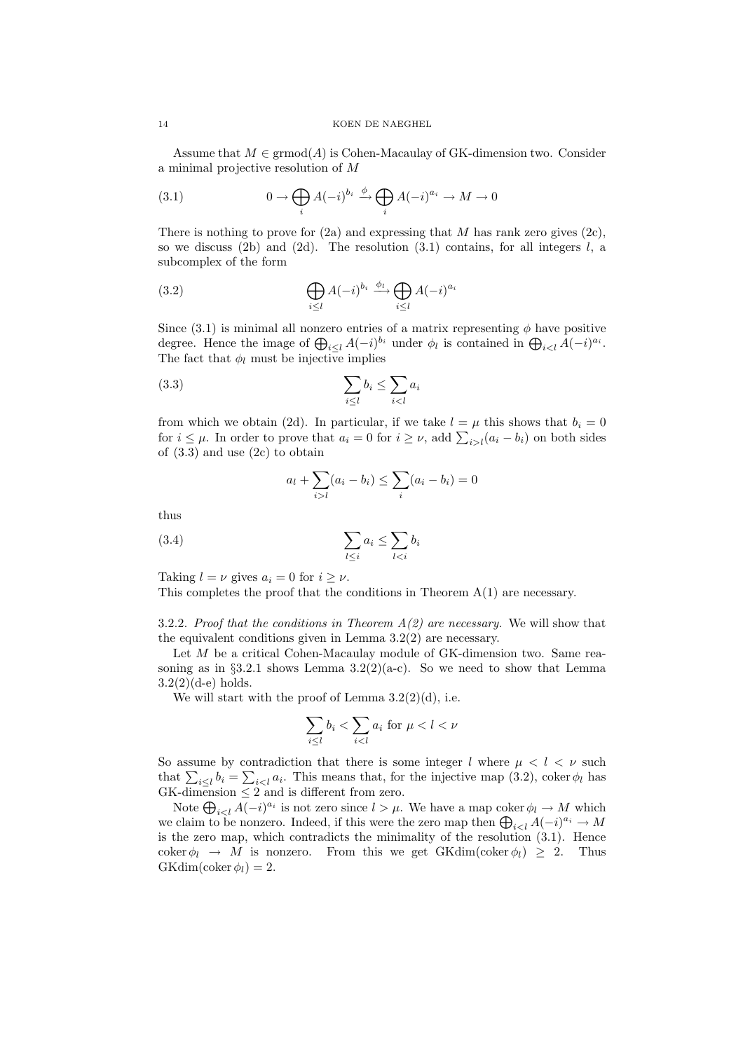Assume that $M \in \operatorname{grmod}(A)$ is Cohen-Macaulay of GK-dimension two. Consider a minimal projective resolution of $M$

$$0 \to \bigoplus_i A(-i)^{b_i} \xrightarrow{\phi} \bigoplus_i A(-i)^{a_i} \to M \to 0 \tag{3.1}$$

There is nothing to prove for (2a) and expressing that $M$ has rank zero gives (2c), so we discuss (2b) and (2d). The resolution (3.1) contains, for all integers $l$, a subcomplex of the form

$$\bigoplus_{i \le l} A(-i)^{b_i} \xrightarrow{\phi_l} \bigoplus_{i \le l} A(-i)^{a_i} \tag{3.2}$$

Since (3.1) is minimal all nonzero entries of a matrix representing $\phi$ have positive degree. Hence the image of $\bigoplus_{i \le l} A(-i)^{b_i}$ under $\phi_l$ is contained in $\bigoplus_{i<l} A(-i)^{a_i}$. The fact that $\phi_l$ must be injective implies

$$\sum_{i \le l} b_i \le \sum_{i<l} a_i \tag{3.3}$$

from which we obtain (2d). In particular, if we take $l = \mu$ this shows that $b_i = 0$ for $i \le \mu$. In order to prove that $a_i = 0$ for $i \ge \nu$, add $\sum_{i>l}(a_i - b_i)$ on both sides of (3.3) and use (2c) to obtain

$$a_l + \sum_{i>l}(a_i - b_i) \le \sum_i (a_i - b_i) = 0$$

thus

$$\sum_{l \le i} a_i \le \sum_{l<i} b_i \tag{3.4}$$

Taking $l = \nu$ gives $a_i = 0$ for $i \ge \nu$.

This completes the proof that the conditions in Theorem A(1) are necessary.

3.2.2. *Proof that the conditions in Theorem A(2) are necessary.* We will show that the equivalent conditions given in Lemma 3.2(2) are necessary.

Let $M$ be a critical Cohen-Macaulay module of GK-dimension two. Same reasoning as in §3.2.1 shows Lemma 3.2(2)(a-c). So we need to show that Lemma 3.2(2)(d-e) holds.

We will start with the proof of Lemma 3.2(2)(d), i.e.

$$\sum_{i \le l} b_i < \sum_{i<l} a_i \text{ for } \mu < l < \nu$$

So assume by contradiction that there is some integer $l$ where $\mu < l < \nu$ such that $\sum_{i \le l} b_i = \sum_{i<l} a_i$. This means that, for the injective map (3.2), $\operatorname{coker} \phi_l$ has GK-dimension $\le 2$ and is different from zero.

Note $\bigoplus_{i<l} A(-i)^{a_i}$ is not zero since $l > \mu$. We have a map $\operatorname{coker} \phi_l \to M$ which we claim to be nonzero. Indeed, if this were the zero map then $\bigoplus_{i<l} A(-i)^{a_i} \to M$ is the zero map, which contradicts the minimality of the resolution (3.1). Hence $\operatorname{coker} \phi_l \to M$ is nonzero. From this we get $\operatorname{GKdim}(\operatorname{coker} \phi_l) \ge 2$. Thus $\operatorname{GKdim}(\operatorname{coker} \phi_l) = 2$.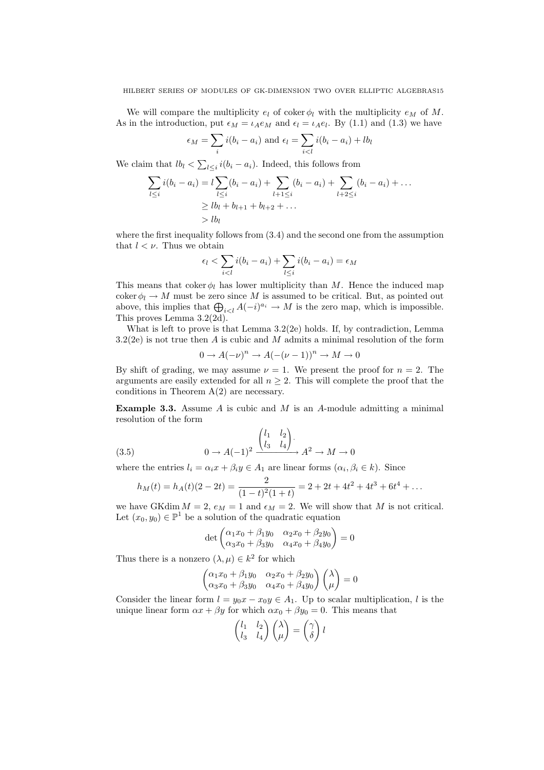We will compare the multiplicity $e_l$ of $\operatorname{coker} \phi_l$ with the multiplicity $e_M$ of $M$. As in the introduction, put $\epsilon_M = \iota_A e_M$ and $\epsilon_l = \iota_A e_l$. By (1.1) and (1.3) we have

$$\epsilon_M = \sum_i i(b_i - a_i) \text{ and } \epsilon_l = \sum_{i<l} i(b_i - a_i) + lb_l$$

We claim that $lb_l < \sum_{l \leq i} i(b_i - a_i)$. Indeed, this follows from

$$\begin{aligned}
\sum_{l\leq i} i(b_i - a_i) &= l \sum_{l \leq i}(b_i - a_i) + \sum_{l+1 \leq i}(b_i - a_i) + \sum_{l+2\leq i}(b_i - a_i) + \dots \\
&\geq lb_l + b_{l+1} + b_{l+2} + \dots \\
&> lb_l
\end{aligned}$$

where the first inequality follows from (3.4) and the second one from the assumption that $l < \nu$. Thus we obtain

$$\epsilon_l < \sum_{i<l} i(b_i - a_i) + \sum_{l \leq i} i(b_i - a_i) = \epsilon_M$$

This means that $\operatorname{coker} \phi_l$ has lower multiplicity than $M$. Hence the induced map $\operatorname{coker} \phi_l \to M$ must be zero since $M$ is assumed to be critical. But, as pointed out above, this implies that $\bigoplus_{i<l} A(-i)^{a_i} \to M$ is the zero map, which is impossible. This proves Lemma 3.2(2d).

What is left to prove is that Lemma 3.2(2e) holds. If, by contradiction, Lemma 3.2(2e) is not true then $A$ is cubic and $M$ admits a minimal resolution of the form

$$0 \to A(-\nu)^n \to A(-(\nu-1))^n \to M \to 0$$

By shift of grading, we may assume $\nu = 1$. We present the proof for $n = 2$. The arguments are easily extended for all $n \geq 2$. This will complete the proof that the conditions in Theorem A(2) are necessary.

**Example 3.3.** Assume $A$ is cubic and $M$ is an $A$-module admitting a minimal resolution of the form

$$0 \to A(-1)^2 \xrightarrow{\begin{pmatrix} l_1 & l_2 \\ l_3 & l_4 \end{pmatrix}\cdot} A^2 \to M \to 0 \tag{3.5}$$

where the entries $l_i = \alpha_i x + \beta_i y \in A_1$ are linear forms ($\alpha_i, \beta_i \in k$). Since

$$h_M(t) = h_A(t)(2 - 2t) = \frac{2}{(1-t)^2(1+t)} = 2 + 2t + 4t^2 + 4t^3 + 6t^4 + \dots$$

we have $\operatorname{GKdim} M = 2$, $e_M = 1$ and $\epsilon_M = 2$. We will show that $M$ is not critical. Let $(x_0, y_0) \in \mathbb{P}^1$ be a solution of the quadratic equation

$$\det \begin{pmatrix} \alpha_1 x_0 + \beta_1 y_0 & \alpha_2 x_0 + \beta_2 y_0 \\ \alpha_3 x_0 + \beta_3 y_0 & \alpha_4 x_0 + \beta_4 y_0 \end{pmatrix} = 0$$

Thus there is a nonzero $(\lambda, \mu) \in k^2$ for which

$$\begin{pmatrix} \alpha_1 x_0 + \beta_1 y_0 & \alpha_2 x_0 + \beta_2 y_0 \\ \alpha_3 x_0 + \beta_3 y_0 & \alpha_4 x_0 + \beta_4 y_0 \end{pmatrix} \begin{pmatrix} \lambda \\ \mu \end{pmatrix} = 0$$

Consider the linear form $l = y_0 x - x_0 y \in A_1$. Up to scalar multiplication, $l$ is the unique linear form $\alpha x + \beta y$ for which $\alpha x_0 + \beta y_0 = 0$. This means that

$$\begin{pmatrix} l_1 & l_2 \\ l_3 & l_4 \end{pmatrix} \begin{pmatrix} \lambda \\ \mu \end{pmatrix} = \begin{pmatrix} \gamma \\ \delta \end{pmatrix} l$$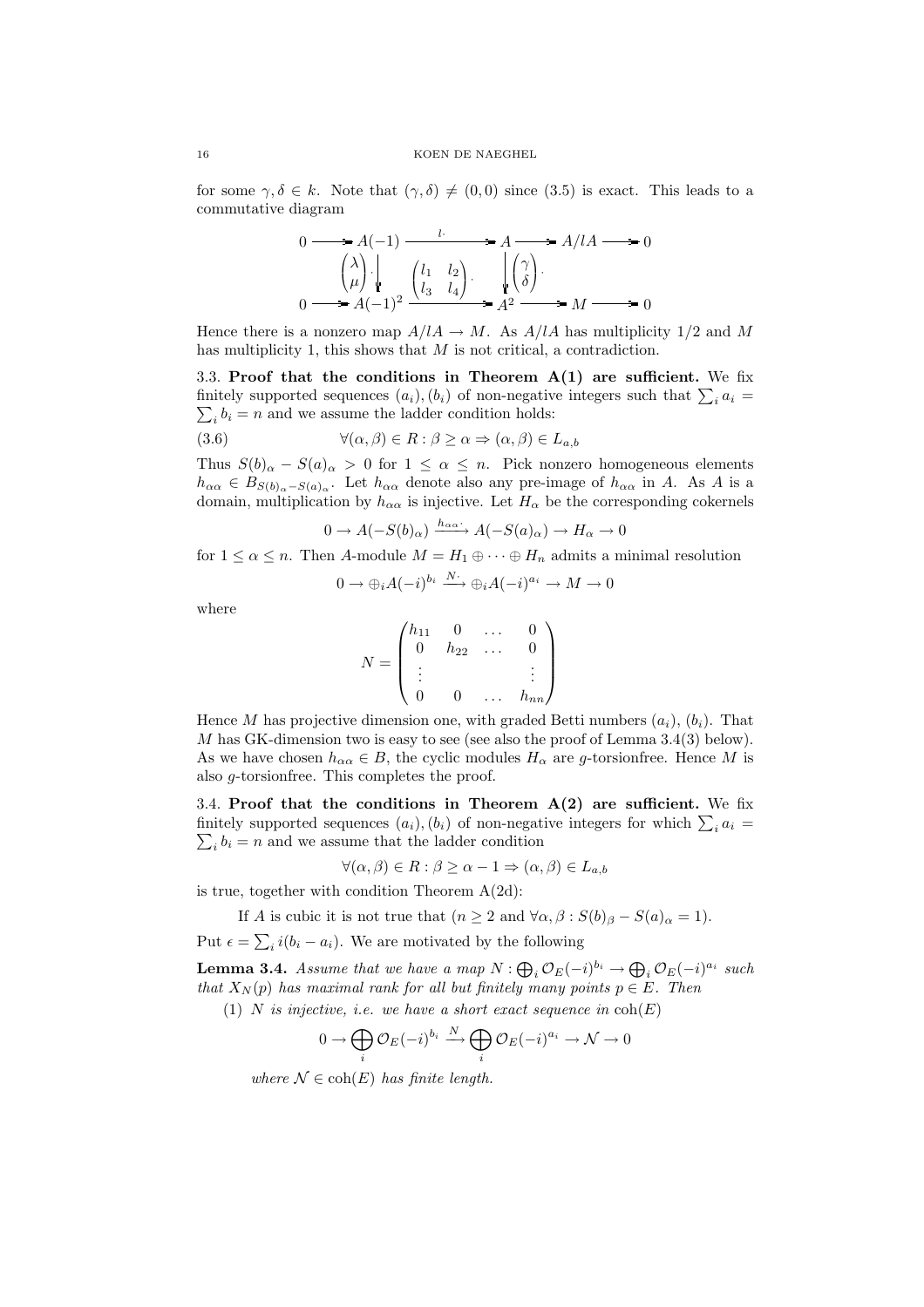for some $\gamma, \delta \in k$. Note that $(\gamma, \delta) \neq (0, 0)$ since (3.5) is exact. This leads to a commutative diagram

$$\begin{array}{ccccccccc}
0 & \longrightarrow & A(-1) & \xrightarrow{\quad l\cdot \quad} & A & \longrightarrow & A/lA & \longrightarrow & 0 \\
 & & \Big\downarrow \begin{pmatrix} \lambda \\ \mu \end{pmatrix}\cdot & & \Big\downarrow \begin{pmatrix} \gamma \\ \delta \end{pmatrix}\cdot & & & & \\
0 & \longrightarrow & A(-1)^2 & \xrightarrow{\begin{pmatrix} l_1 & l_2 \\ l_3 & l_4 \end{pmatrix}\cdot} & A^2 & \longrightarrow & M & \longrightarrow & 0
\end{array}$$

Hence there is a nonzero map $A/lA \to M$. As $A/lA$ has multiplicity $1/2$ and $M$ has multiplicity 1, this shows that $M$ is not critical, a contradiction.

**3.3. Proof that the conditions in Theorem A(1) are sufficient.** We fix finitely supported sequences $(a_i), (b_i)$ of non-negative integers such that $\sum_i a_i = \sum_i b_i = n$ and we assume the ladder condition holds:

$$\forall (\alpha, \beta) \in R : \beta \geq \alpha \Rightarrow (\alpha, \beta) \in L_{a,b} \tag{3.6}$$

Thus $S(b)_\alpha - S(a)_\alpha > 0$ for $1 \leq \alpha \leq n$. Pick nonzero homogeneous elements $h_{\alpha\alpha} \in B_{S(b)_\alpha - S(a)_\alpha}$. Let $h_{\alpha\alpha}$ denote also any pre-image of $h_{\alpha\alpha}$ in $A$. As $A$ is a domain, multiplication by $h_{\alpha\alpha}$ is injective. Let $H_\alpha$ be the corresponding cokernels

$$0 \to A(-S(b)_\alpha) \xrightarrow{h_{\alpha\alpha}\cdot} A(-S(a)_\alpha) \to H_\alpha \to 0$$

for $1 \leq \alpha \leq n$. Then $A$-module $M = H_1 \oplus \cdots \oplus H_n$ admits a minimal resolution

$$0 \to \oplus_i A(-i)^{b_i} \xrightarrow{N\cdot} \oplus_i A(-i)^{a_i} \to M \to 0$$

where

$$N = \begin{pmatrix} h_{11} & 0 & \dots & 0 \\ 0 & h_{22} & \dots & 0 \\ \vdots & & & \vdots \\ 0 & 0 & \dots & h_{nn} \end{pmatrix}$$

Hence $M$ has projective dimension one, with graded Betti numbers $(a_i)$, $(b_i)$. That $M$ has GK-dimension two is easy to see (see also the proof of Lemma 3.4(3) below). As we have chosen $h_{\alpha\alpha} \in B$, the cyclic modules $H_\alpha$ are $g$-torsionfree. Hence $M$ is also $g$-torsionfree. This completes the proof.

**3.4. Proof that the conditions in Theorem A(2) are sufficient.** We fix finitely supported sequences $(a_i), (b_i)$ of non-negative integers for which $\sum_i a_i = \sum_i b_i = n$ and we assume that the ladder condition

$$\forall (\alpha, \beta) \in R : \beta \geq \alpha - 1 \Rightarrow (\alpha, \beta) \in L_{a,b}$$

is true, together with condition Theorem A(2d):

If $A$ is cubic it is not true that ($n \geq 2$ and $\forall \alpha, \beta : S(b)_\beta - S(a)_\alpha = 1$).

Put $\epsilon = \sum_i i(b_i - a_i)$. We are motivated by the following

**Lemma 3.4.** *Assume that we have a map $N : \bigoplus_i \mathcal{O}_E(-i)^{b_i} \to \bigoplus_i \mathcal{O}_E(-i)^{a_i}$ such that $X_N(p)$ has maximal rank for all but finitely many points $p \in E$. Then*

(1) *$N$ is injective, i.e. we have a short exact sequence in $\mathrm{coh}(E)$*

$$0 \to \bigoplus_i \mathcal{O}_E(-i)^{b_i} \xrightarrow{N} \bigoplus_i \mathcal{O}_E(-i)^{a_i} \to \mathcal{N} \to 0$$

*where $\mathcal{N} \in \mathrm{coh}(E)$ has finite length.*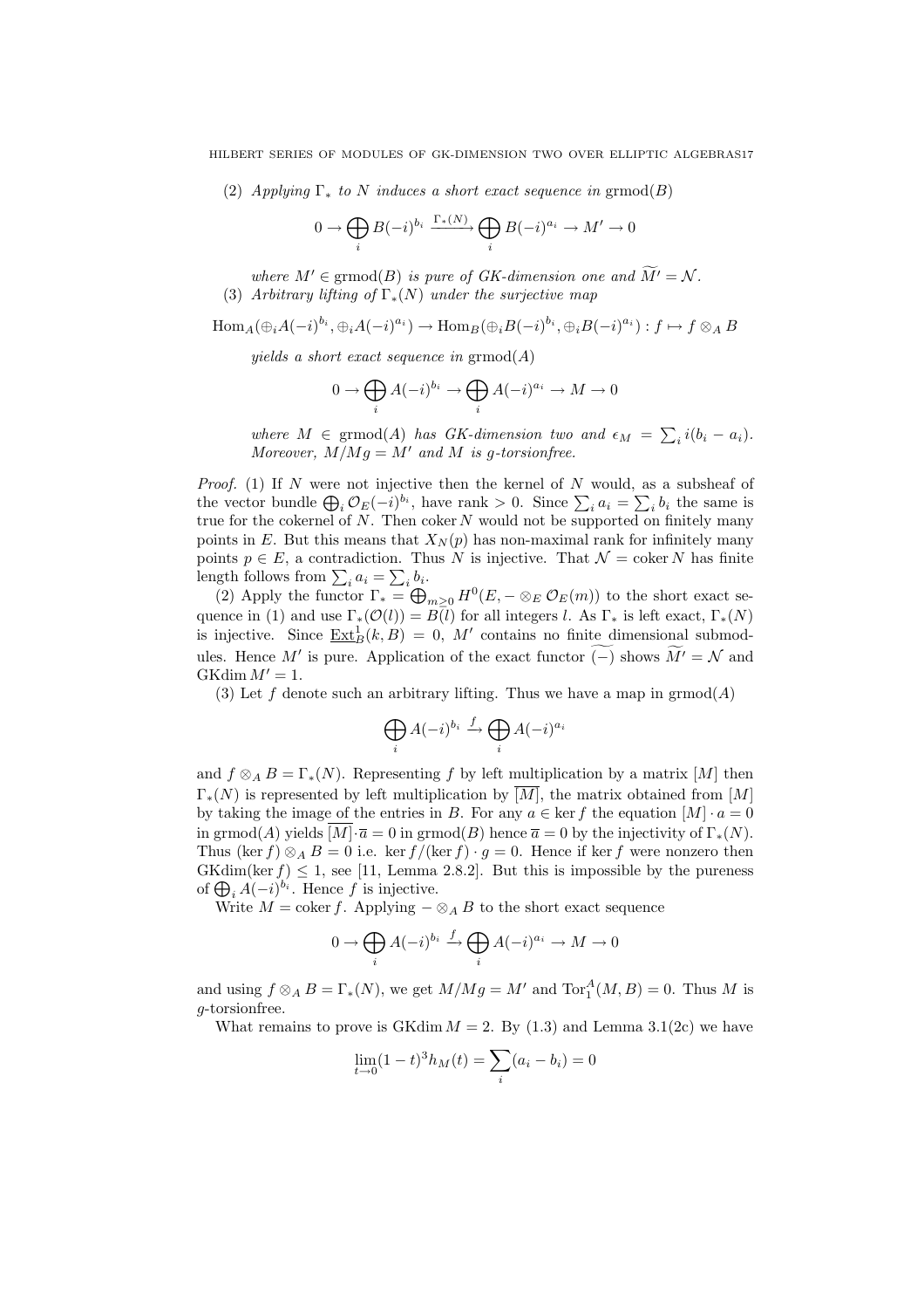(2) *Applying $\Gamma_*$ to $N$ induces a short exact sequence in* $\operatorname{grmod}(B)$

$$0 \to \bigoplus_i B(-i)^{b_i} \xrightarrow{\Gamma_*(N)} \bigoplus_i B(-i)^{a_i} \to M' \to 0$$

*where $M' \in \operatorname{grmod}(B)$ is pure of GK-dimension one and $\widetilde{M'} = \mathcal{N}$.*

(3) *Arbitrary lifting of $\Gamma_*(N)$ under the surjective map*

$$\operatorname{Hom}_A(\oplus_i A(-i)^{b_i}, \oplus_i A(-i)^{a_i}) \to \operatorname{Hom}_B(\oplus_i B(-i)^{b_i}, \oplus_i B(-i)^{a_i}) : f \mapsto f \otimes_A B$$

*yields a short exact sequence in* $\operatorname{grmod}(A)$

$$0 \to \bigoplus_i A(-i)^{b_i} \to \bigoplus_i A(-i)^{a_i} \to M \to 0$$

*where $M \in \operatorname{grmod}(A)$ has GK-dimension two and $\epsilon_M = \sum_i i(b_i - a_i)$. Moreover, $M/Mg = M'$ and $M$ is $g$-torsionfree.*

*Proof.* (1) If $N$ were not injective then the kernel of $N$ would, as a subsheaf of the vector bundle $\bigoplus_i \mathcal{O}_E(-i)^{b_i}$, have rank $> 0$. Since $\sum_i a_i = \sum_i b_i$ the same is true for the cokernel of $N$. Then $\operatorname{coker} N$ would not be supported on finitely many points in $E$. But this means that $X_N(p)$ has non-maximal rank for infinitely many points $p \in E$, a contradiction. Thus $N$ is injective. That $\mathcal{N} = \operatorname{coker} N$ has finite length follows from $\sum_i a_i = \sum_i b_i$.

(2) Apply the functor $\Gamma_* = \bigoplus_{m \geq 0} H^0(E, - \otimes_E \mathcal{O}_E(m))$ to the short exact sequence in (1) and use $\Gamma_*(\mathcal{O}(l)) = B(l)$ for all integers $l$. As $\Gamma_*$ is left exact, $\Gamma_*(N)$ is injective. Since $\underline{\operatorname{Ext}}^1_B(k, B) = 0$, $M'$ contains no finite dimensional submodules. Hence $M'$ is pure. Application of the exact functor $\widetilde{(-)}$ shows $\widetilde{M'} = \mathcal{N}$ and $\operatorname{GKdim} M' = 1$.

(3) Let $f$ denote such an arbitrary lifting. Thus we have a map in $\operatorname{grmod}(A)$

$$\bigoplus_i A(-i)^{b_i} \xrightarrow{f} \bigoplus_i A(-i)^{a_i}$$

and $f \otimes_A B = \Gamma_*(N)$. Representing $f$ by left multiplication by a matrix $[M]$ then $\Gamma_*(N)$ is represented by left multiplication by $\overline{[M]}$, the matrix obtained from $[M]$ by taking the image of the entries in $B$. For any $a \in \ker f$ the equation $[M] \cdot a = 0$ in $\operatorname{grmod}(A)$ yields $\overline{[M]} \cdot \overline{a} = 0$ in $\operatorname{grmod}(B)$ hence $\overline{a} = 0$ by the injectivity of $\Gamma_*(N)$. Thus $(\ker f) \otimes_A B = 0$ i.e. $\ker f / (\ker f) \cdot g = 0$. Hence if $\ker f$ were nonzero then $\operatorname{GKdim}(\ker f) \leq 1$, see [11, Lemma 2.8.2]. But this is impossible by the pureness of $\bigoplus_i A(-i)^{b_i}$. Hence $f$ is injective.

Write $M = \operatorname{coker} f$. Applying $- \otimes_A B$ to the short exact sequence

$$0 \to \bigoplus_i A(-i)^{b_i} \xrightarrow{f} \bigoplus_i A(-i)^{a_i} \to M \to 0$$

and using $f \otimes_A B = \Gamma_*(N)$, we get $M/Mg = M'$ and $\operatorname{Tor}_1^A(M, B) = 0$. Thus $M$ is $g$-torsionfree.

What remains to prove is $\operatorname{GKdim} M = 2$. By (1.3) and Lemma 3.1(2c) we have

$$\lim_{t \to 0} (1-t)^3 h_M(t) = \sum_i (a_i - b_i) = 0$$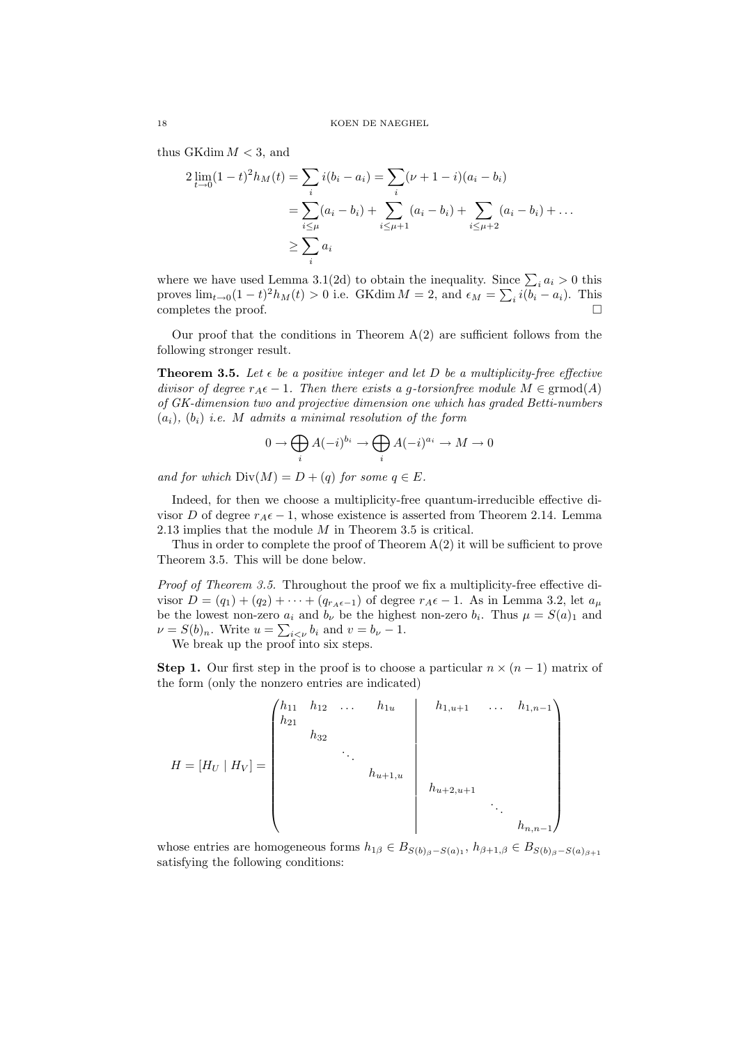thus $\operatorname{GKdim} M < 3$, and

$$
\begin{aligned}
2\lim_{t\to 0}(1-t)^2 h_M(t) &= \sum_i i(b_i - a_i) = \sum_i (\nu + 1 - i)(a_i - b_i) \\
&= \sum_{i\le\mu}(a_i - b_i) + \sum_{i\le\mu+1}(a_i - b_i) + \sum_{i\le\mu+2}(a_i - b_i) + \dots \\
&\ge \sum_i a_i
\end{aligned}
$$

where we have used Lemma 3.1(2d) to obtain the inequality. Since $\sum_i a_i > 0$ this proves $\lim_{t\to 0}(1-t)^2 h_M(t) > 0$ i.e. $\operatorname{GKdim} M = 2$, and $\epsilon_M = \sum_i i(b_i - a_i)$. This completes the proof. □

Our proof that the conditions in Theorem A(2) are sufficient follows from the following stronger result.

**Theorem 3.5.** *Let $\epsilon$ be a positive integer and let $D$ be a multiplicity-free effective divisor of degree $r_A\epsilon - 1$. Then there exists a $g$-torsionfree module $M \in \operatorname{grmod}(A)$ of GK-dimension two and projective dimension one which has graded Betti-numbers $(a_i)$, $(b_i)$ i.e. $M$ admits a minimal resolution of the form*

$$
0 \to \bigoplus_i A(-i)^{b_i} \to \bigoplus_i A(-i)^{a_i} \to M \to 0
$$

*and for which $\operatorname{Div}(M) = D + (q)$ for some $q \in E$.*

Indeed, for then we choose a multiplicity-free quantum-irreducible effective divisor $D$ of degree $r_A\epsilon - 1$, whose existence is asserted from Theorem 2.14. Lemma 2.13 implies that the module $M$ in Theorem 3.5 is critical.

Thus in order to complete the proof of Theorem A(2) it will be sufficient to prove Theorem 3.5. This will be done below.

*Proof of Theorem 3.5.* Throughout the proof we fix a multiplicity-free effective divisor $D = (q_1) + (q_2) + \dots + (q_{r_A\epsilon-1})$ of degree $r_A\epsilon - 1$. As in Lemma 3.2, let $a_\mu$ be the lowest non-zero $a_i$ and $b_\nu$ be the highest non-zero $b_i$. Thus $\mu = S(a)_1$ and $\nu = S(b)_n$. Write $u = \sum_{i<\nu} b_i$ and $v = b_\nu - 1$.

We break up the proof into six steps.

**Step 1.** Our first step in the proof is to choose a particular $n \times (n-1)$ matrix of the form (only the nonzero entries are indicated)

$$
H = [H_U \mid H_V] = \left(\begin{array}{ccccc|ccc}
h_{11} & h_{12} & \dots & h_{1u} & & h_{1,u+1} & \dots & h_{1,n-1} \\
h_{21} & & & & & & & \\
& h_{32} & & & & & & \\
& & \ddots & & & & & \\
& & & h_{u+1,u} & & & & \\
& & & & & h_{u+2,u+1} & & \\
& & & & & & \ddots & \\
& & & & & & & h_{n,n-1}
\end{array}\right)
$$

whose entries are homogeneous forms $h_{1\beta} \in B_{S(b)_\beta - S(a)_1}$, $h_{\beta+1,\beta} \in B_{S(b)_\beta - S(a)_{\beta+1}}$ satisfying the following conditions: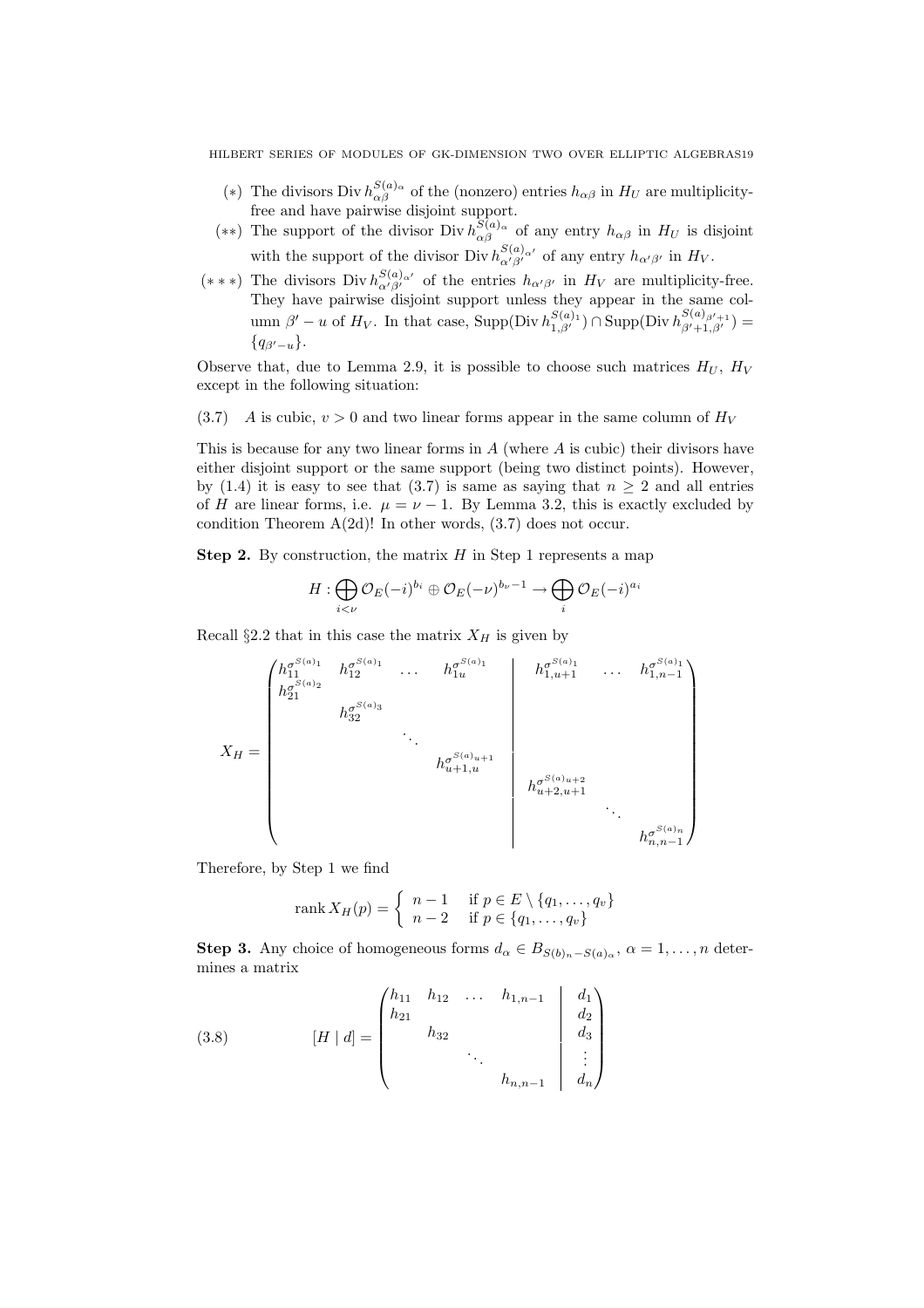(∗) The divisors $\operatorname{Div} h_{\alpha\beta}^{S(a)_\alpha}$ of the (nonzero) entries $h_{\alpha\beta}$ in $H_U$ are multiplicity-free and have pairwise disjoint support.

(∗∗) The support of the divisor $\operatorname{Div} h_{\alpha\beta}^{S(a)_\alpha}$ of any entry $h_{\alpha\beta}$ in $H_U$ is disjoint with the support of the divisor $\operatorname{Div} h_{\alpha'\beta'}^{S(a)_{\alpha'}}$ of any entry $h_{\alpha'\beta'}$ in $H_V$.

(∗ ∗ ∗) The divisors $\operatorname{Div} h_{\alpha'\beta'}^{S(a)_{\alpha'}}$ of the entries $h_{\alpha'\beta'}$ in $H_V$ are multiplicity-free. They have pairwise disjoint support unless they appear in the same column $\beta' - u$ of $H_V$. In that case, $\operatorname{Supp}(\operatorname{Div} h_{1,\beta'}^{S(a)_1}) \cap \operatorname{Supp}(\operatorname{Div} h_{\beta'+1,\beta'}^{S(a)_{\beta'+1}}) = \{q_{\beta'-u}\}$.

Observe that, due to Lemma 2.9, it is possible to choose such matrices $H_U$, $H_V$ except in the following situation:

(3.7) $A$ is cubic, $v > 0$ and two linear forms appear in the same column of $H_V$

This is because for any two linear forms in $A$ (where $A$ is cubic) their divisors have either disjoint support or the same support (being two distinct points). However, by (1.4) it is easy to see that (3.7) is same as saying that $n \geq 2$ and all entries of $H$ are linear forms, i.e. $\mu = \nu - 1$. By Lemma 3.2, this is exactly excluded by condition Theorem A(2d)! In other words, (3.7) does not occur.

**Step 2.** By construction, the matrix $H$ in Step 1 represents a map

$$H : \bigoplus_{i<\nu} \mathcal{O}_E(-i)^{b_i} \oplus \mathcal{O}_E(-\nu)^{b_\nu - 1} \to \bigoplus_i \mathcal{O}_E(-i)^{a_i}$$

Recall §2.2 that in this case the matrix $X_H$ is given by

$$X_H = \left(\begin{array}{cccc|ccc}
h_{11}^{\sigma^{S(a)_1}} & h_{12}^{\sigma^{S(a)_1}} & \dots & h_{1u}^{\sigma^{S(a)_1}} & h_{1,u+1}^{\sigma^{S(a)_1}} & \dots & h_{1,n-1}^{\sigma^{S(a)_1}} \\
h_{21}^{\sigma^{S(a)_2}} & & & & & & \\
 & h_{32}^{\sigma^{S(a)_3}} & & & & & \\
 & & \ddots & & & & \\
 & & & h_{u+1,u}^{\sigma^{S(a)_{u+1}}} & & & \\
 & & & & h_{u+2,u+1}^{\sigma^{S(a)_{u+2}}} & & \\
 & & & & & \ddots & \\
 & & & & & & h_{n,n-1}^{\sigma^{S(a)_n}}
\end{array}\right)$$

Therefore, by Step 1 we find

$$\operatorname{rank} X_H(p) = \begin{cases} n-1 & \text{if } p \in E \setminus \{q_1, \dots, q_v\} \\ n-2 & \text{if } p \in \{q_1, \dots, q_v\} \end{cases}$$

**Step 3.** Any choice of homogeneous forms $d_\alpha \in B_{S(b)_n - S(a)_\alpha}$, $\alpha = 1, \dots, n$ determines a matrix

$$[H \mid d] = \left(\begin{array}{cccc|c}
h_{11} & h_{12} & \dots & h_{1,n-1} & d_1 \\
h_{21} & & & & d_2 \\
 & h_{32} & & & d_3 \\
 & & \ddots & & \vdots \\
 & & & h_{n,n-1} & d_n
\end{array}\right) \tag{3.8}$$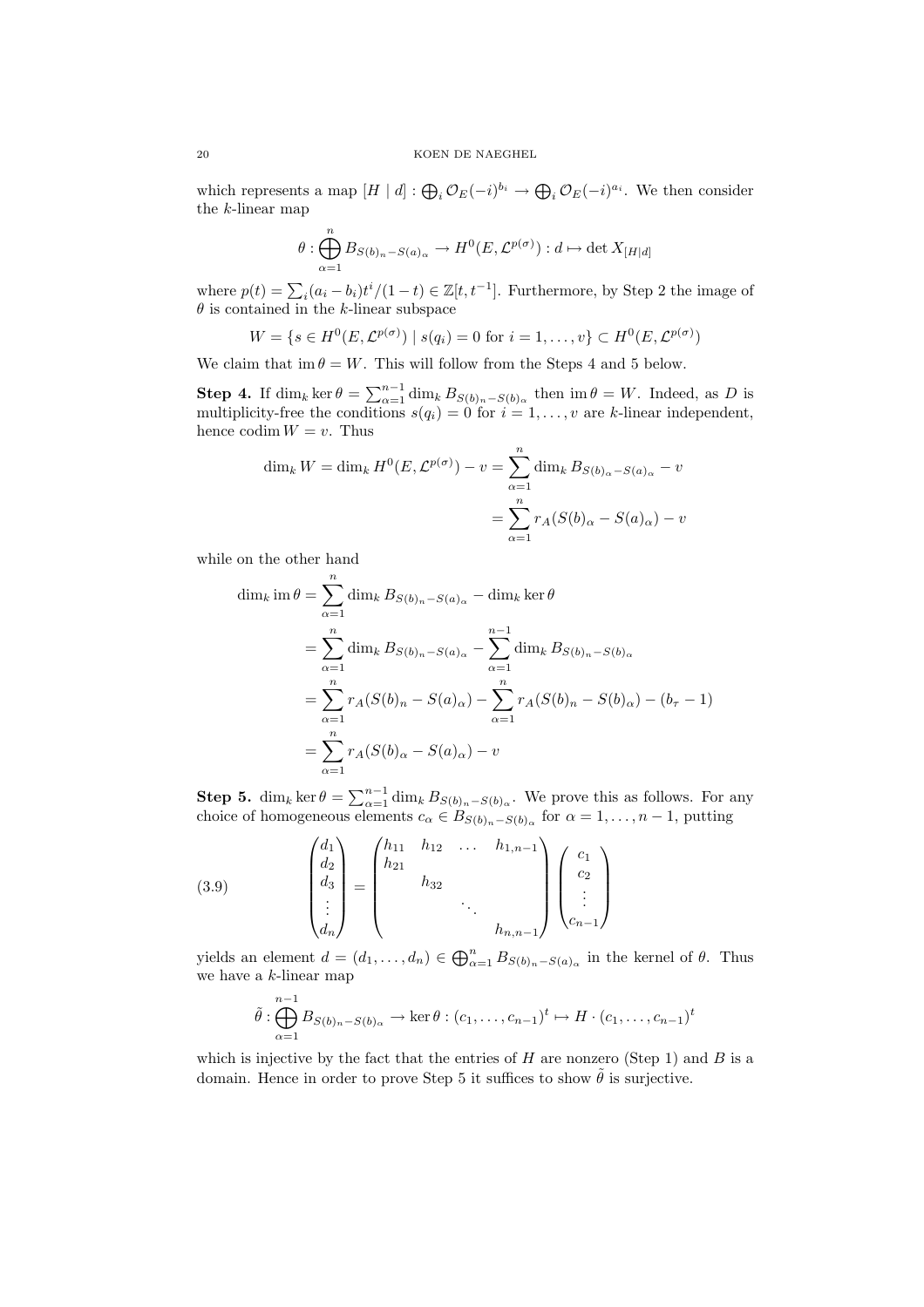which represents a map $[H \mid d] : \bigoplus_i \mathcal{O}_E(-i)^{b_i} \to \bigoplus_i \mathcal{O}_E(-i)^{a_i}$. We then consider the $k$-linear map

$$\theta : \bigoplus_{\alpha=1}^{n} B_{S(b)_n - S(a)_\alpha} \to H^0(E, \mathcal{L}^{p(\sigma)}) : d \mapsto \det X_{[H|d]}$$

where $p(t) = \sum_i (a_i - b_i)t^i/(1-t) \in \mathbb{Z}[t, t^{-1}]$. Furthermore, by Step 2 the image of $\theta$ is contained in the $k$-linear subspace

$$W = \{s \in H^0(E, \mathcal{L}^{p(\sigma)}) \mid s(q_i) = 0 \text{ for } i = 1, \dots, v\} \subset H^0(E, \mathcal{L}^{p(\sigma)})$$

We claim that $\operatorname{im} \theta = W$. This will follow from the Steps 4 and 5 below.

**Step 4.** If $\dim_k \ker \theta = \sum_{\alpha=1}^{n-1} \dim_k B_{S(b)_n - S(b)_\alpha}$ then $\operatorname{im} \theta = W$. Indeed, as $D$ is multiplicity-free the conditions $s(q_i) = 0$ for $i = 1, \dots, v$ are $k$-linear independent, hence $\operatorname{codim} W = v$. Thus

$$\begin{aligned}
\dim_k W = \dim_k H^0(E, \mathcal{L}^{p(\sigma)}) - v &= \sum_{\alpha=1}^{n} \dim_k B_{S(b)_\alpha - S(a)_\alpha} - v \\
&= \sum_{\alpha=1}^{n} r_A(S(b)_\alpha - S(a)_\alpha) - v
\end{aligned}$$

while on the other hand

$$\begin{aligned}
\dim_k \operatorname{im} \theta &= \sum_{\alpha=1}^{n} \dim_k B_{S(b)_n - S(a)_\alpha} - \dim_k \ker \theta \\
&= \sum_{\alpha=1}^{n} \dim_k B_{S(b)_n - S(a)_\alpha} - \sum_{\alpha=1}^{n-1} \dim_k B_{S(b)_n - S(b)_\alpha} \\
&= \sum_{\alpha=1}^{n} r_A(S(b)_n - S(a)_\alpha) - \sum_{\alpha=1}^{n} r_A(S(b)_n - S(b)_\alpha) - (b_\tau - 1) \\
&= \sum_{\alpha=1}^{n} r_A(S(b)_\alpha - S(a)_\alpha) - v
\end{aligned}$$

**Step 5.** $\dim_k \ker \theta = \sum_{\alpha=1}^{n-1} \dim_k B_{S(b)_n - S(b)_\alpha}$. We prove this as follows. For any choice of homogeneous elements $c_\alpha \in B_{S(b)_n - S(b)_\alpha}$ for $\alpha = 1, \dots, n-1$, putting

$$\begin{pmatrix} d_1 \\ d_2 \\ d_3 \\ \vdots \\ d_n \end{pmatrix} = \begin{pmatrix} h_{11} & h_{12} & \dots & h_{1,n-1} \\ h_{21} & & & \\ & h_{32} & & \\ & & \ddots & \\ & & & h_{n,n-1} \end{pmatrix} \begin{pmatrix} c_1 \\ c_2 \\ \vdots \\ c_{n-1} \end{pmatrix} \tag{3.9}$$

yields an element $d = (d_1, \dots, d_n) \in \bigoplus_{\alpha=1}^{n} B_{S(b)_n - S(a)_\alpha}$ in the kernel of $\theta$. Thus we have a $k$-linear map

$$\tilde{\theta} : \bigoplus_{\alpha=1}^{n-1} B_{S(b)_n - S(b)_\alpha} \to \ker \theta : (c_1, \dots, c_{n-1})^t \mapsto H \cdot (c_1, \dots, c_{n-1})^t$$

which is injective by the fact that the entries of $H$ are nonzero (Step 1) and $B$ is a domain. Hence in order to prove Step 5 it suffices to show $\tilde{\theta}$ is surjective.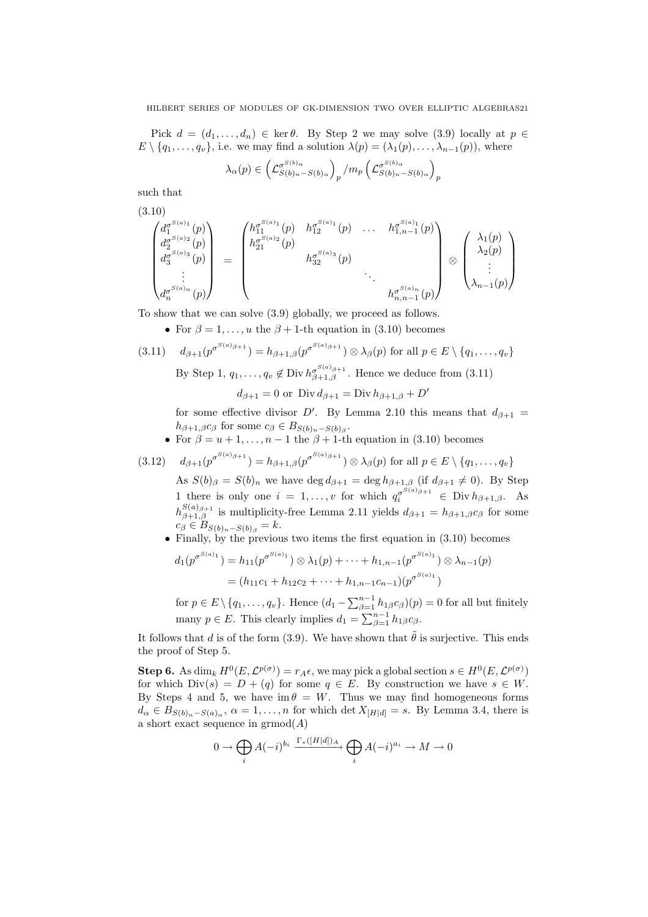Pick $d = (d_1, \ldots, d_n) \in \ker\theta$. By Step 2 we may solve (3.9) locally at $p \in E \setminus \{q_1, \ldots, q_v\}$, i.e. we may find a solution $\lambda(p) = (\lambda_1(p), \ldots, \lambda_{n-1}(p))$, where

$$\lambda_\alpha(p) \in \left(\mathcal{L}^{\sigma^{S(b)_\alpha}}_{S(b)_n - S(b)_\alpha}\right)_p / m_p \left(\mathcal{L}^{\sigma^{S(b)_\alpha}}_{S(b)_n - S(b)_\alpha}\right)_p$$

such that

(3.10)
$$\begin{pmatrix} d_1^{\sigma^{S(a)_1}}(p) \\ d_2^{\sigma^{S(a)_2}}(p) \\ d_3^{\sigma^{S(a)_3}}(p) \\ \vdots \\ d_n^{\sigma^{S(a)_n}}(p) \end{pmatrix} = \begin{pmatrix} h_{11}^{\sigma^{S(a)_1}}(p) & h_{12}^{\sigma^{S(a)_1}}(p) & \ldots & h_{1,n-1}^{\sigma^{S(a)_1}}(p) \\ h_{21}^{\sigma^{S(a)_2}}(p) & & & \\ & h_{32}^{\sigma^{S(a)_3}}(p) & & \\ & & \ddots & \\ & & & h_{n,n-1}^{\sigma^{S(a)_n}}(p) \end{pmatrix} \otimes \begin{pmatrix} \lambda_1(p) \\ \lambda_2(p) \\ \vdots \\ \lambda_{n-1}(p) \end{pmatrix}$$

To show that we can solve (3.9) globally, we proceed as follows.

- For $\beta = 1, \ldots, u$ the $\beta+1$-th equation in (3.10) becomes

$$(3.11) \quad d_{\beta+1}(p^{\sigma^{S(a)_{\beta+1}}}) = h_{\beta+1,\beta}(p^{\sigma^{S(a)_{\beta+1}}}) \otimes \lambda_\beta(p) \text{ for all } p \in E \setminus \{q_1, \ldots, q_v\}$$

  By Step 1, $q_1, \ldots, q_v \notin \operatorname{Div} h_{\beta+1,\beta}^{\sigma^{S(a)_{\beta+1}}}$. Hence we deduce from (3.11)

$$d_{\beta+1} = 0 \text{ or } \operatorname{Div} d_{\beta+1} = \operatorname{Div} h_{\beta+1,\beta} + D'$$

  for some effective divisor $D'$. By Lemma 2.10 this means that $d_{\beta+1} = h_{\beta+1,\beta} c_\beta$ for some $c_\beta \in B_{S(b)_n - S(b)_\beta}$.
- For $\beta = u+1, \ldots, n-1$ the $\beta+1$-th equation in (3.10) becomes

$$(3.12) \quad d_{\beta+1}(p^{\sigma^{S(a)_{\beta+1}}}) = h_{\beta+1,\beta}(p^{\sigma^{S(a)_{\beta+1}}}) \otimes \lambda_\beta(p) \text{ for all } p \in E \setminus \{q_1, \ldots, q_v\}$$

  As $S(b)_\beta = S(b)_n$ we have $\deg d_{\beta+1} = \deg h_{\beta+1,\beta}$ (if $d_{\beta+1} \neq 0$). By Step 1 there is only one $i = 1, \ldots, v$ for which $q_i^{\sigma^{S(a)_{\beta+1}}} \in \operatorname{Div} h_{\beta+1,\beta}$. As $h_{\beta+1,\beta}^{S(a)_{\beta+1}}$ is multiplicity-free Lemma 2.11 yields $d_{\beta+1} = h_{\beta+1,\beta} c_\beta$ for some $c_\beta \in B_{S(b)_n - S(b)_\beta} = k$.
- Finally, by the previous two items the first equation in (3.10) becomes

$$\begin{aligned} d_1(p^{\sigma^{S(a)_1}}) &= h_{11}(p^{\sigma^{S(a)_1}}) \otimes \lambda_1(p) + \cdots + h_{1,n-1}(p^{\sigma^{S(a)_1}}) \otimes \lambda_{n-1}(p) \\ &= (h_{11}c_1 + h_{12}c_2 + \cdots + h_{1,n-1}c_{n-1})(p^{\sigma^{S(a)_1}}) \end{aligned}$$

  for $p \in E \setminus \{q_1, \ldots, q_v\}$. Hence $(d_1 - \sum_{\beta=1}^{n-1} h_{1\beta} c_\beta)(p) = 0$ for all but finitely many $p \in E$. This clearly implies $d_1 = \sum_{\beta=1}^{n-1} h_{1\beta} c_\beta$.

It follows that $d$ is of the form (3.9). We have shown that $\tilde{\theta}$ is surjective. This ends the proof of Step 5.

**Step 6.** As $\dim_k H^0(E, \mathcal{L}^{p(\sigma)}) = r_A \epsilon$, we may pick a global section $s \in H^0(E, \mathcal{L}^{p(\sigma)})$ for which $\operatorname{Div}(s) = D + (q)$ for some $q \in E$. By construction we have $s \in W$. By Steps 4 and 5, we have $\operatorname{im}\theta = W$. Thus we may find homogeneous forms $d_\alpha \in B_{S(b)_n - S(a)_\alpha}$, $\alpha = 1, \ldots, n$ for which $\det X_{[H|d]} = s$. By Lemma 3.4, there is a short exact sequence in $\operatorname{grmod}(A)$

$$0 \to \bigoplus_i A(-i)^{b_i} \xrightarrow{\Gamma_*([H|d])_A} \bigoplus_i A(-i)^{a_i} \to M \to 0$$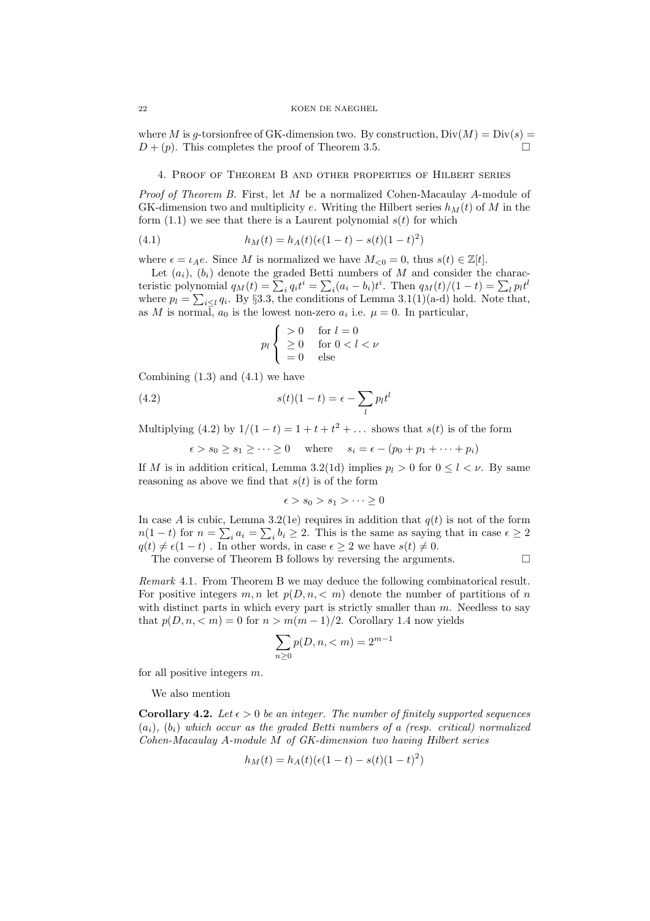where $M$ is $g$-torsionfree of GK-dimension two. By construction, $\mathrm{Div}(M) = \mathrm{Div}(s) = D + (p)$. This completes the proof of Theorem 3.5. $\square$

## 4. Proof of Theorem B and other properties of Hilbert series

*Proof of Theorem B.* First, let $M$ be a normalized Cohen-Macaulay $A$-module of GK-dimension two and multiplicity $e$. Writing the Hilbert series $h_M(t)$ of $M$ in the form (1.1) we see that there is a Laurent polynomial $s(t)$ for which

$$h_M(t) = h_A(t)(\epsilon(1-t) - s(t)(1-t)^2) \tag{4.1}$$

where $\epsilon = \iota_A e$. Since $M$ is normalized we have $M_{<0} = 0$, thus $s(t) \in \mathbb{Z}[t]$.

Let $(a_i)$, $(b_i)$ denote the graded Betti numbers of $M$ and consider the characteristic polynomial $q_M(t) = \sum_i q_i t^i = \sum_i (a_i - b_i) t^i$. Then $q_M(t)/(1-t) = \sum_l p_l t^l$ where $p_l = \sum_{i \leq l} q_i$. By §3.3, the conditions of Lemma 3.1(1)(a-d) hold. Note that, as $M$ is normal, $a_0$ is the lowest non-zero $a_i$ i.e. $\mu = 0$. In particular,

$$p_l \begin{cases} > 0 & \text{for } l = 0 \\ \geq 0 & \text{for } 0 < l < \nu \\ = 0 & \text{else} \end{cases}$$

Combining (1.3) and (4.1) we have

$$s(t)(1-t) = \epsilon - \sum_l p_l t^l \tag{4.2}$$

Multiplying (4.2) by $1/(1-t) = 1 + t + t^2 + \dots$ shows that $s(t)$ is of the form

$$\epsilon > s_0 \geq s_1 \geq \cdots \geq 0 \quad \text{ where } \quad s_i = \epsilon - (p_0 + p_1 + \cdots + p_i)$$

If $M$ is in addition critical, Lemma 3.2(1d) implies $p_l > 0$ for $0 \leq l < \nu$. By same reasoning as above we find that $s(t)$ is of the form

$$\epsilon > s_0 > s_1 > \cdots \geq 0$$

In case $A$ is cubic, Lemma 3.2(1e) requires in addition that $q(t)$ is not of the form $n(1-t)$ for $n = \sum_i a_i = \sum_i b_i \geq 2$. This is the same as saying that in case $\epsilon \geq 2$ $q(t) \neq \epsilon(1-t)$ . In other words, in case $\epsilon \geq 2$ we have $s(t) \neq 0$.

The converse of Theorem B follows by reversing the arguments. $\square$

*Remark* 4.1. From Theorem B we may deduce the following combinatorical result. For positive integers $m, n$ let $p(D, n, < m)$ denote the number of partitions of $n$ with distinct parts in which every part is strictly smaller than $m$. Needless to say that $p(D, n, < m) = 0$ for $n > m(m-1)/2$. Corollary 1.4 now yields

$$\sum_{n \geq 0} p(D, n, < m) = 2^{m-1}$$

for all positive integers $m$.

We also mention

**Corollary 4.2.** *Let $\epsilon > 0$ be an integer. The number of finitely supported sequences $(a_i)$, $(b_i)$ which occur as the graded Betti numbers of a (resp. critical) normalized Cohen-Macaulay $A$-module $M$ of GK-dimension two having Hilbert series*

$$h_M(t) = h_A(t)(\epsilon(1-t) - s(t)(1-t)^2)$$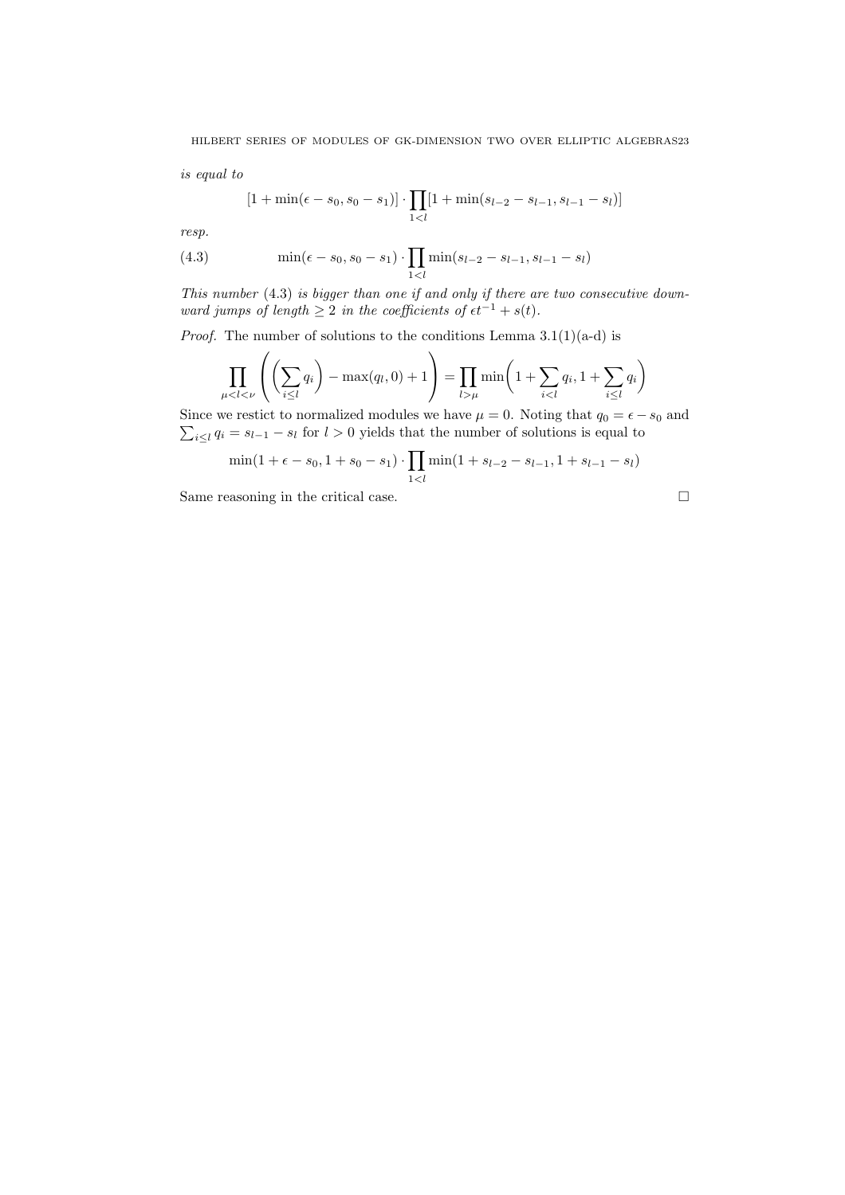*is equal to*

$$[1 + \min(\epsilon - s_0, s_0 - s_1)] \cdot \prod_{1<l} [1 + \min(s_{l-2} - s_{l-1}, s_{l-1} - s_l)]$$

*resp.*

$$\min(\epsilon - s_0, s_0 - s_1) \cdot \prod_{1<l} \min(s_{l-2} - s_{l-1}, s_{l-1} - s_l) \tag{4.3}$$

*This number* (4.3) *is bigger than one if and only if there are two consecutive downward jumps of length* $\geq 2$ *in the coefficients of* $\epsilon t^{-1} + s(t)$.

*Proof.* The number of solutions to the conditions Lemma 3.1(1)(a-d) is

$$\prod_{\mu<l<\nu} \left( \left( \sum_{i \leq l} q_i \right) - \max(q_l, 0) + 1 \right) = \prod_{l>\mu} \min\left(1 + \sum_{i<l} q_i, 1 + \sum_{i \leq l} q_i \right)$$

Since we restict to normalized modules we have $\mu = 0$. Noting that $q_0 = \epsilon - s_0$ and $\sum_{i \leq l} q_i = s_{l-1} - s_l$ for $l > 0$ yields that the number of solutions is equal to

$$\min(1 + \epsilon - s_0, 1 + s_0 - s_1) \cdot \prod_{1<l} \min(1 + s_{l-2} - s_{l-1}, 1 + s_{l-1} - s_l)$$

Same reasoning in the critical case. □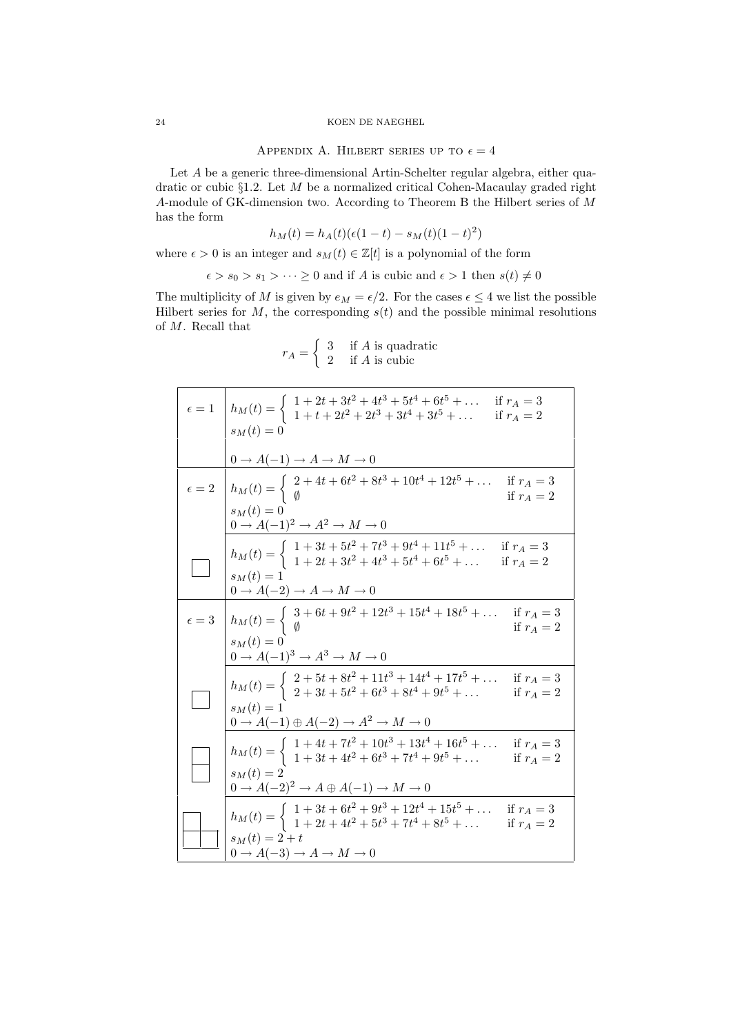## Appendix A. Hilbert series up to $\epsilon = 4$

Let $A$ be a generic three-dimensional Artin-Schelter regular algebra, either quadratic or cubic §1.2. Let $M$ be a normalized critical Cohen-Macaulay graded right $A$-module of GK-dimension two. According to Theorem B the Hilbert series of $M$ has the form

$$h_M(t) = h_A(t)(\epsilon(1-t) - s_M(t)(1-t)^2)$$

where $\epsilon > 0$ is an integer and $s_M(t) \in \mathbb{Z}[t]$ is a polynomial of the form

$$\epsilon > s_0 > s_1 > \cdots \geq 0 \text{ and if } A \text{ is cubic and } \epsilon > 1 \text{ then } s(t) \neq 0$$

The multiplicity of $M$ is given by $e_M = \epsilon/2$. For the cases $\epsilon \leq 4$ we list the possible Hilbert series for $M$, the corresponding $s(t)$ and the possible minimal resolutions of $M$. Recall that

$$r_A = \begin{cases} 3 & \text{if } A \text{ is quadratic} \\ 2 & \text{if } A \text{ is cubic} \end{cases}$$

| | |
|---|---|
| $\epsilon = 1$ | $h_M(t) = \begin{cases} 1+2t+3t^2+4t^3+5t^4+6t^5+\ldots & \text{if } r_A = 3 \\ 1+t+2t^2+2t^3+3t^4+3t^5+\ldots & \text{if } r_A = 2 \end{cases}$ <br> $s_M(t) = 0$ <br> $0 \to A(-1) \to A \to M \to 0$ |
| $\epsilon = 2$ | $h_M(t) = \begin{cases} 2+4t+6t^2+8t^3+10t^4+12t^5+\ldots & \text{if } r_A = 3 \\ \emptyset & \text{if } r_A = 2 \end{cases}$ <br> $s_M(t) = 0$ <br> $0 \to A(-1)^2 \to A^2 \to M \to 0$ |
| □ | $h_M(t) = \begin{cases} 1+3t+5t^2+7t^3+9t^4+11t^5+\ldots & \text{if } r_A = 3 \\ 1+2t+3t^2+4t^3+5t^4+6t^5+\ldots & \text{if } r_A = 2 \end{cases}$ <br> $s_M(t) = 1$ <br> $0 \to A(-2) \to A \to M \to 0$ |
| $\epsilon = 3$ | $h_M(t) = \begin{cases} 3+6t+9t^2+12t^3+15t^4+18t^5+\ldots & \text{if } r_A = 3 \\ \emptyset & \text{if } r_A = 2 \end{cases}$ <br> $s_M(t) = 0$ <br> $0 \to A(-1)^3 \to A^3 \to M \to 0$ |
| □ | $h_M(t) = \begin{cases} 2+5t+8t^2+11t^3+14t^4+17t^5+\ldots & \text{if } r_A = 3 \\ 2+3t+5t^2+6t^3+8t^4+9t^5+\ldots & \text{if } r_A = 2 \end{cases}$ <br> $s_M(t) = 1$ <br> $0 \to A(-1) \oplus A(-2) \to A^2 \to M \to 0$ |
| □ □ (vertical) | $h_M(t) = \begin{cases} 1+4t+7t^2+10t^3+13t^4+16t^5+\ldots & \text{if } r_A = 3 \\ 1+3t+4t^2+6t^3+7t^4+9t^5+\ldots & \text{if } r_A = 2 \end{cases}$ <br> $s_M(t) = 2$ <br> $0 \to A(-2)^2 \to A \oplus A(-1) \to M \to 0$ |
| □ / □□ | $h_M(t) = \begin{cases} 1+3t+6t^2+9t^3+12t^4+15t^5+\ldots & \text{if } r_A = 3 \\ 1+2t+4t^2+5t^3+7t^4+8t^5+\ldots & \text{if } r_A = 2 \end{cases}$ <br> $s_M(t) = 2+t$ <br> $0 \to A(-3) \to A \to M \to 0$ |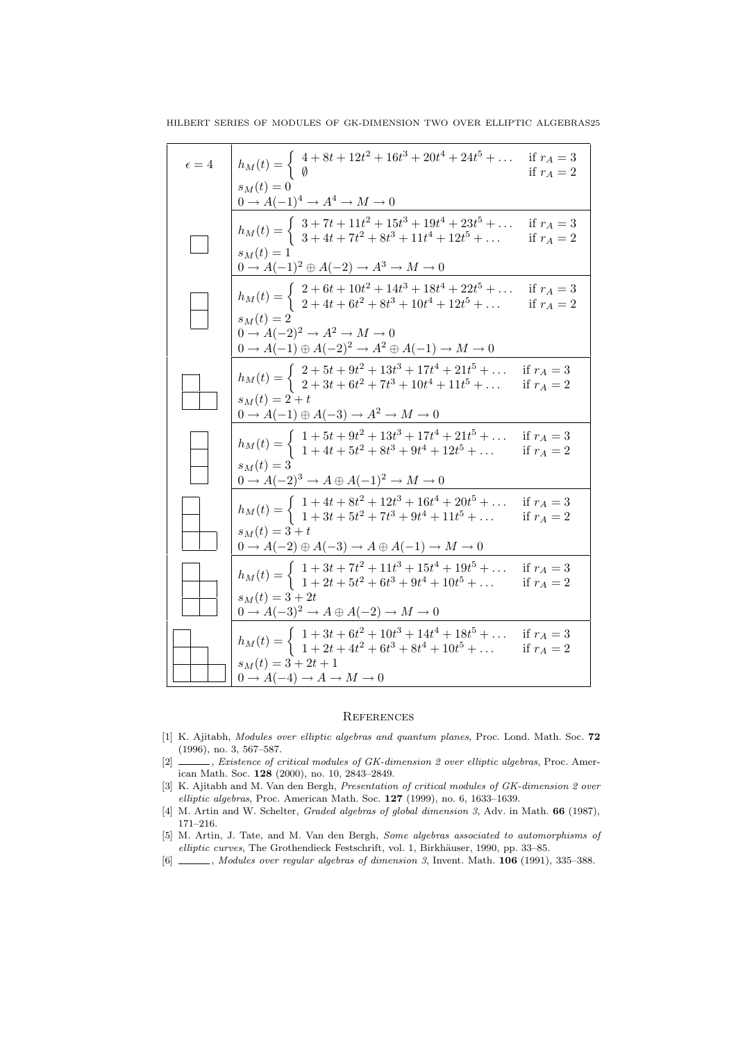| $\epsilon$ | |
|---|---|
| $\epsilon = 4$ | $h_M(t) = \begin{cases} 4 + 8t + 12t^2 + 16t^3 + 20t^4 + 24t^5 + \dots & \text{if } r_A = 3 \\ \emptyset & \text{if } r_A = 2 \end{cases}$ <br> $s_M(t) = 0$ <br> $0 \to A(-1)^4 \to A^4 \to M \to 0$ |
| (diagram: 1 box) | $h_M(t) = \begin{cases} 3 + 7t + 11t^2 + 15t^3 + 19t^4 + 23t^5 + \dots & \text{if } r_A = 3 \\ 3 + 4t + 7t^2 + 8t^3 + 11t^4 + 12t^5 + \dots & \text{if } r_A = 2 \end{cases}$ <br> $s_M(t) = 1$ <br> $0 \to A(-1)^2 \oplus A(-2) \to A^3 \to M \to 0$ |
| (diagram: column of 2 boxes) | $h_M(t) = \begin{cases} 2 + 6t + 10t^2 + 14t^3 + 18t^4 + 22t^5 + \dots & \text{if } r_A = 3 \\ 2 + 4t + 6t^2 + 8t^3 + 10t^4 + 12t^5 + \dots & \text{if } r_A = 2 \end{cases}$ <br> $s_M(t) = 2$ <br> $0 \to A(-2)^2 \to A^2 \to M \to 0$ <br> $0 \to A(-1) \oplus A(-2)^2 \to A^2 \oplus A(-1) \to M \to 0$ |
| (diagram: rows of 1, 2 boxes) | $h_M(t) = \begin{cases} 2 + 5t + 9t^2 + 13t^3 + 17t^4 + 21t^5 + \dots & \text{if } r_A = 3 \\ 2 + 3t + 6t^2 + 7t^3 + 10t^4 + 11t^5 + \dots & \text{if } r_A = 2 \end{cases}$ <br> $s_M(t) = 2 + t$ <br> $0 \to A(-1) \oplus A(-3) \to A^2 \to M \to 0$ |
| (diagram: column of 3 boxes) | $h_M(t) = \begin{cases} 1 + 5t + 9t^2 + 13t^3 + 17t^4 + 21t^5 + \dots & \text{if } r_A = 3 \\ 1 + 4t + 5t^2 + 8t^3 + 9t^4 + 12t^5 + \dots & \text{if } r_A = 2 \end{cases}$ <br> $s_M(t) = 3$ <br> $0 \to A(-2)^3 \to A \oplus A(-1)^2 \to M \to 0$ |
| (diagram: rows of 1, 1, 2 boxes) | $h_M(t) = \begin{cases} 1 + 4t + 8t^2 + 12t^3 + 16t^4 + 20t^5 + \dots & \text{if } r_A = 3 \\ 1 + 3t + 5t^2 + 7t^3 + 9t^4 + 11t^5 + \dots & \text{if } r_A = 2 \end{cases}$ <br> $s_M(t) = 3 + t$ <br> $0 \to A(-2) \oplus A(-3) \to A \oplus A(-1) \to M \to 0$ |
| (diagram: rows of 1, 2, 2 boxes) | $h_M(t) = \begin{cases} 1 + 3t + 7t^2 + 11t^3 + 15t^4 + 19t^5 + \dots & \text{if } r_A = 3 \\ 1 + 2t + 5t^2 + 6t^3 + 9t^4 + 10t^5 + \dots & \text{if } r_A = 2 \end{cases}$ <br> $s_M(t) = 3 + 2t$ <br> $0 \to A(-3)^2 \to A \oplus A(-2) \to M \to 0$ |
| (diagram: rows of 1, 2, 3 boxes) | $h_M(t) = \begin{cases} 1 + 3t + 6t^2 + 10t^3 + 14t^4 + 18t^5 + \dots & \text{if } r_A = 3 \\ 1 + 2t + 4t^2 + 6t^3 + 8t^4 + 10t^5 + \dots & \text{if } r_A = 2 \end{cases}$ <br> $s_M(t) = 3 + 2t + 1$ <br> $0 \to A(-4) \to A \to M \to 0$ |

## References

[1] K. Ajitabh, *Modules over elliptic algebras and quantum planes*, Proc. Lond. Math. Soc. **72** (1996), no. 3, 567–587.

[2] ______, *Existence of critical modules of GK-dimension 2 over elliptic algebras*, Proc. American Math. Soc. **128** (2000), no. 10, 2843–2849.

[3] K. Ajitabh and M. Van den Bergh, *Presentation of critical modules of GK-dimension 2 over elliptic algebras*, Proc. American Math. Soc. **127** (1999), no. 6, 1633–1639.

[4] M. Artin and W. Schelter, *Graded algebras of global dimension 3*, Adv. in Math. **66** (1987), 171–216.

[5] M. Artin, J. Tate, and M. Van den Bergh, *Some algebras associated to automorphisms of elliptic curves*, The Grothendieck Festschrift, vol. 1, Birkhäuser, 1990, pp. 33–85.

[6] ______, *Modules over regular algebras of dimension 3*, Invent. Math. **106** (1991), 335–388.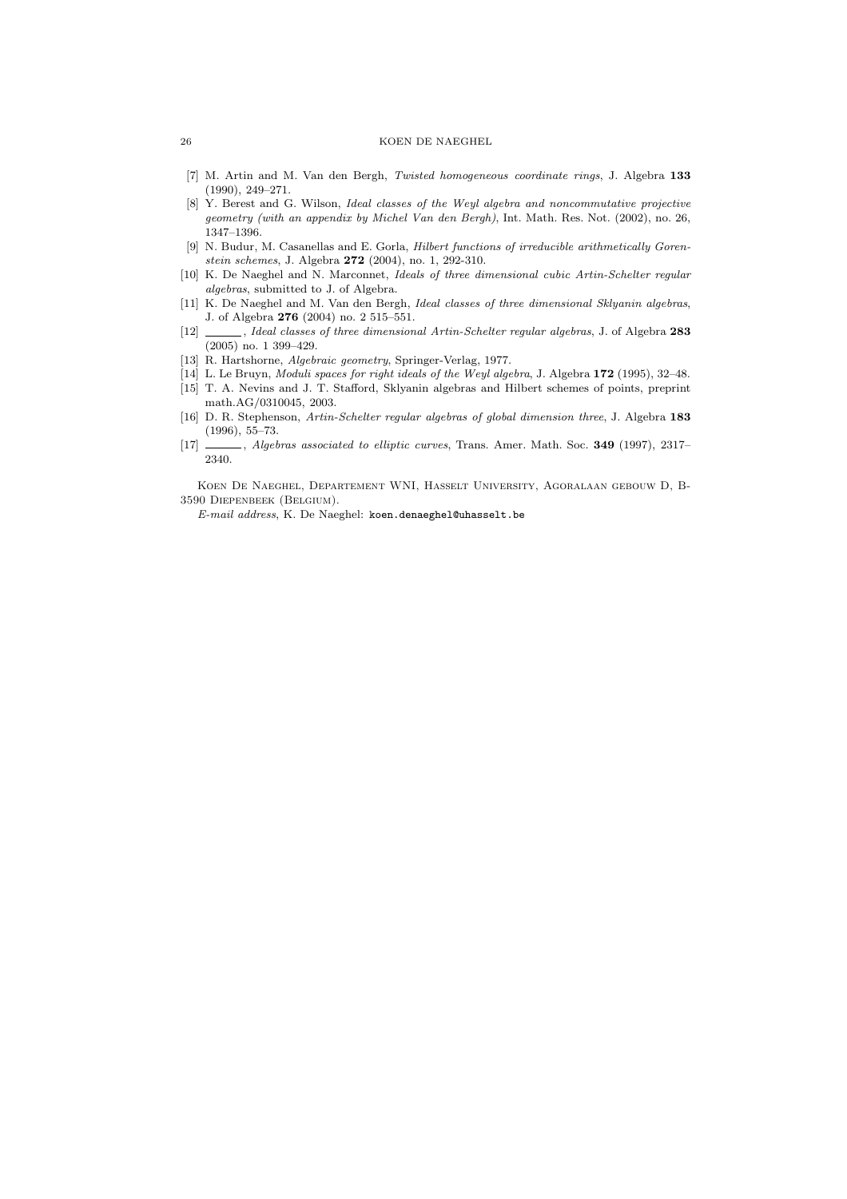[7] M. Artin and M. Van den Bergh, *Twisted homogeneous coordinate rings*, J. Algebra **133** (1990), 249–271.

[8] Y. Berest and G. Wilson, *Ideal classes of the Weyl algebra and noncommutative projective geometry (with an appendix by Michel Van den Bergh)*, Int. Math. Res. Not. (2002), no. 26, 1347–1396.

[9] N. Budur, M. Casanellas and E. Gorla, *Hilbert functions of irreducible arithmetically Gorenstein schemes*, J. Algebra **272** (2004), no. 1, 292-310.

[10] K. De Naeghel and N. Marconnet, *Ideals of three dimensional cubic Artin-Schelter regular algebras*, submitted to J. of Algebra.

[11] K. De Naeghel and M. Van den Bergh, *Ideal classes of three dimensional Sklyanin algebras*, J. of Algebra **276** (2004) no. 2 515–551.

[12] ______, *Ideal classes of three dimensional Artin-Schelter regular algebras*, J. of Algebra **283** (2005) no. 1 399–429.

[13] R. Hartshorne, *Algebraic geometry*, Springer-Verlag, 1977.

[14] L. Le Bruyn, *Moduli spaces for right ideals of the Weyl algebra*, J. Algebra **172** (1995), 32–48.

[15] T. A. Nevins and J. T. Stafford, Sklyanin algebras and Hilbert schemes of points, preprint math.AG/0310045, 2003.

[16] D. R. Stephenson, *Artin-Schelter regular algebras of global dimension three*, J. Algebra **183** (1996), 55–73.

[17] ______, *Algebras associated to elliptic curves*, Trans. Amer. Math. Soc. **349** (1997), 2317–2340.

Koen De Naeghel, Departement WNI, Hasselt University, Agoralaan gebouw D, B-3590 Diepenbeek (Belgium).

*E-mail address*, K. De Naeghel: koen.denaeghel@uhasselt.be